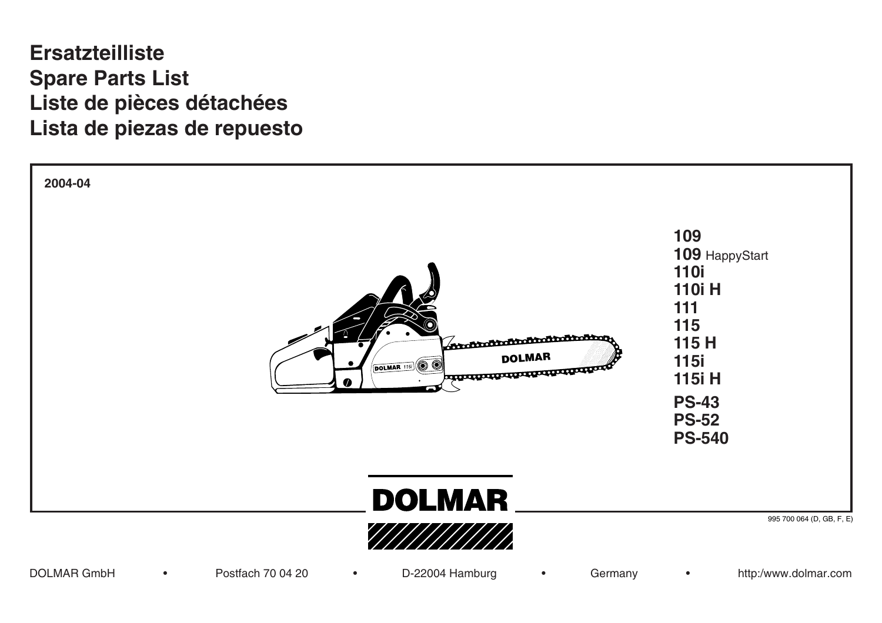# Ersatzteilliste
# Spare Parts List
# Liste de pièces détachées
# Lista de piezas de repuesto

**2004-04**

**109**
**109** HappyStart
**110i**
**110i H**
**111**
**115**
**115 H**
**115i**
**115i H**
**PS-43**
**PS-52**
**PS-540**

**DOLMAR**

995 700 064 (D, GB, F, E)

DOLMAR GmbH • Postfach 70 04 20 • D-22004 Hamburg • Germany • http:/www.dolmar.com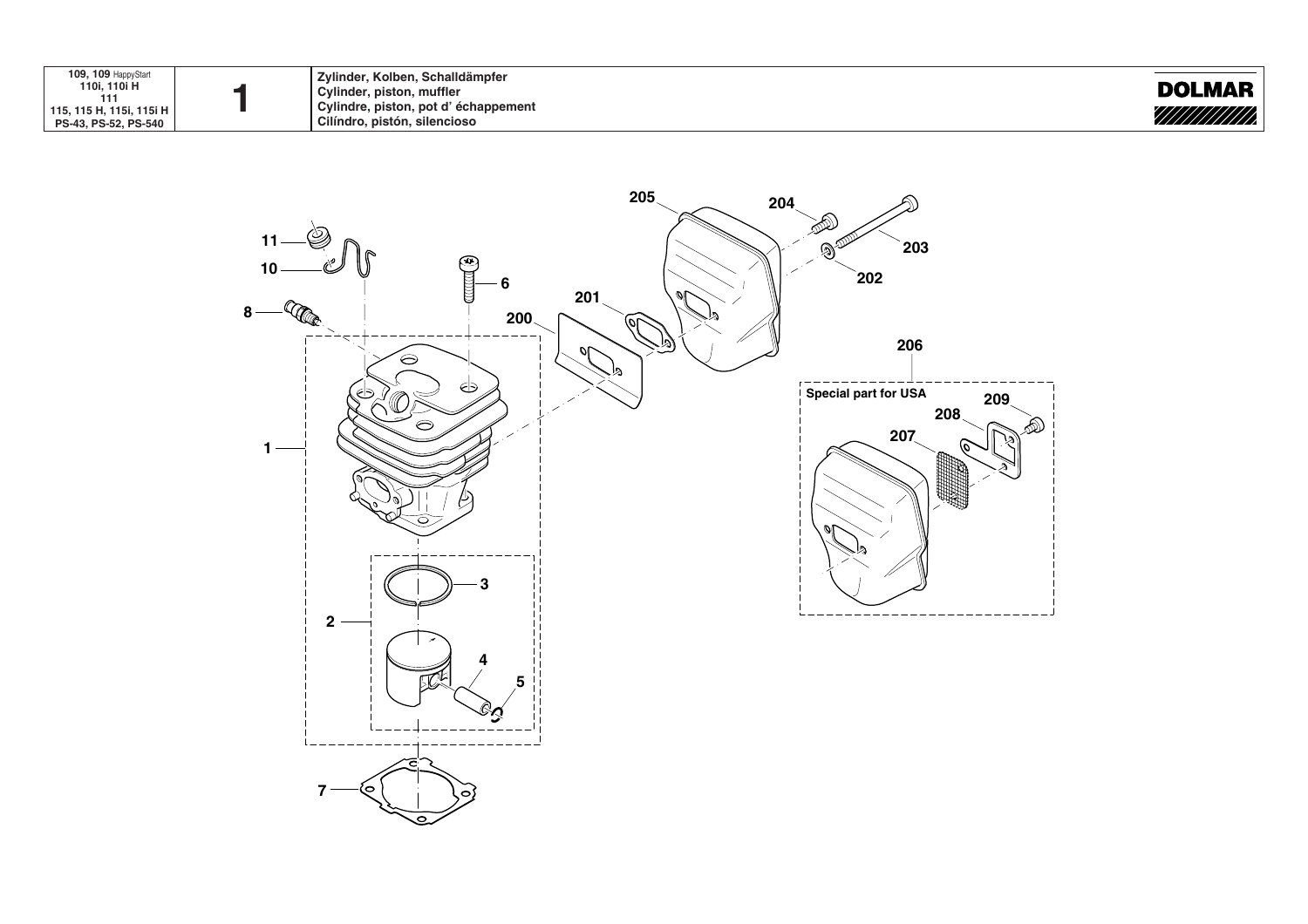| 109, 109 HappyStart<br>110i, 110i H<br>111<br>115, 115 H, 115i, 115i H<br>PS-43, PS-52, PS-540 | 1 | Zylinder, Kolben, Schalldämpfer<br>Cylinder, piston, muffler<br>Cylindre, piston, pot d' échappement<br>Cilíndro, pistón, silencioso | DOLMAR |
|---|---|---|---|

205 204 203 202 201 200 206 11 10 6 8 1 3 2 4 5 7

Special part for USA

209 208 207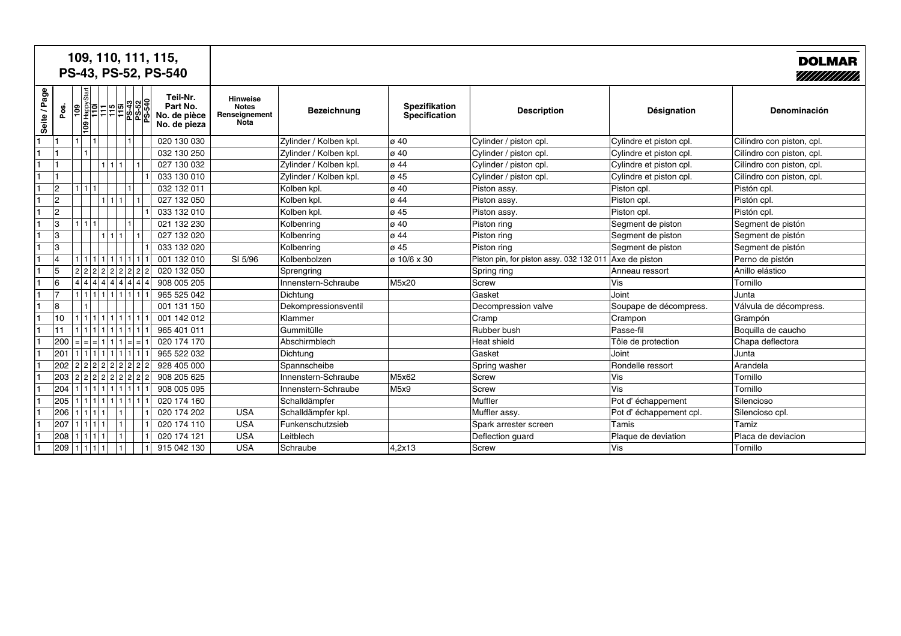# 109, 110, 111, 115, PS-43, PS-52, PS-540

**DOLMAR**

| Seite / Page | Pos. | 109 | 109 HappyStart | 110i | 111 | 115 | 115i | PS-43 | PS-52 | PS-540 | Teil-Nr. Part No. No. de pièce No. de pieza | Hinweise Notes Renseignement Nota | Bezeichnung | Spezifikation Specification | Description | Désignation | Denominación |
|---|---|---|---|---|---|---|---|---|---|---|---|---|---|---|---|---|---|
| 1 | 1 | 1 | | 1 | | | | 1 | | | 020 130 030 | | Zylinder / Kolben kpl. | ø 40 | Cylinder / piston cpl. | Cylindre et piston cpl. | Cilíndro con pistón, cpl. |
| 1 | 1 | | 1 | | | | | | | | 032 130 250 | | Zylinder / Kolben kpl. | ø 40 | Cylinder / piston cpl. | Cylindre et piston cpl. | Cilíndro con pistón, cpl. |
| 1 | 1 | | | | 1 | 1 | 1 | | 1 | | 027 130 032 | | Zylinder / Kolben kpl. | ø 44 | Cylinder / piston cpl. | Cylindre et piston cpl. | Cilíndro con pistón, cpl. |
| 1 | 1 | | | | | | | | | 1 | 033 130 010 | | Zylinder / Kolben kpl. | ø 45 | Cylinder / piston cpl. | Cylindre et piston cpl. | Cilíndro con pistón, cpl. |
| 1 | 2 | 1 | 1 | 1 | | | | 1 | | | 032 132 011 | | Kolben kpl. | ø 40 | Piston assy. | Piston cpl. | Pistón cpl. |
| 1 | 2 | | | | 1 | 1 | 1 | | 1 | | 027 132 050 | | Kolben kpl. | ø 44 | Piston assy. | Piston cpl. | Pistón cpl. |
| 1 | 2 | | | | | | | | | 1 | 033 132 010 | | Kolben kpl. | ø 45 | Piston assy. | Piston cpl. | Pistón cpl. |
| 1 | 3 | 1 | 1 | 1 | | | | 1 | | | 021 132 230 | | Kolbenring | ø 40 | Piston ring | Segment de piston | Segment de pistón |
| 1 | 3 | | | | 1 | 1 | 1 | | 1 | | 027 132 020 | | Kolbenring | ø 44 | Piston ring | Segment de piston | Segment de pistón |
| 1 | 3 | | | | | | | | | 1 | 033 132 020 | | Kolbenring | ø 45 | Piston ring | Segment de piston | Segment de pistón |
| 1 | 4 | 1 | 1 | 1 | 1 | 1 | 1 | 1 | 1 | 1 | 001 132 010 | SI 5/96 | Kolbenbolzen | ø 10/6 x 30 | Piston pin, for piston assy. 032 132 011 | Axe de piston | Perno de pistón |
| 1 | 5 | 2 | 2 | 2 | 2 | 2 | 2 | 2 | 2 | 2 | 020 132 050 | | Sprengring | | Spring ring | Anneau ressort | Anillo elástico |
| 1 | 6 | 4 | 4 | 4 | 4 | 4 | 4 | 4 | 4 | 4 | 908 005 205 | | Innenstern-Schraube | M5x20 | Screw | Vis | Tornillo |
| 1 | 7 | 1 | 1 | 1 | 1 | 1 | 1 | 1 | 1 | 1 | 965 525 042 | | Dichtung | | Gasket | Joint | Junta |
| 1 | 8 | | 1 | | | | | | | | 001 131 150 | | Dekompressionsventil | | Decompression valve | Soupape de décompress. | Válvula de décompress. |
| 1 | 10 | 1 | 1 | 1 | 1 | 1 | 1 | 1 | 1 | 1 | 001 142 012 | | Klammer | | Cramp | Crampon | Grampón |
| 1 | 11 | 1 | 1 | 1 | 1 | 1 | 1 | 1 | 1 | 1 | 965 401 011 | | Gummitülle | | Rubber bush | Passe-fil | Boquilla de caucho |
| 1 | 200 | = | = | = | 1 | 1 | 1 | = | = | 1 | 020 174 170 | | Abschirmblech | | Heat shield | Tôle de protection | Chapa deflectora |
| 1 | 201 | 1 | 1 | 1 | 1 | 1 | 1 | 1 | 1 | 1 | 965 522 032 | | Dichtung | | Gasket | Joint | Junta |
| 1 | 202 | 2 | 2 | 2 | 2 | 2 | 2 | 2 | 2 | 2 | 928 405 000 | | Spannscheibe | | Spring washer | Rondelle ressort | Arandela |
| 1 | 203 | 2 | 2 | 2 | 2 | 2 | 2 | 2 | 2 | 2 | 908 205 625 | | Innenstern-Schraube | M5x62 | Screw | Vis | Tornillo |
| 1 | 204 | 1 | 1 | 1 | 1 | 1 | 1 | 1 | 1 | 1 | 908 005 095 | | Innenstern-Schraube | M5x9 | Screw | Vis | Tornillo |
| 1 | 205 | 1 | 1 | 1 | 1 | 1 | 1 | 1 | 1 | 1 | 020 174 160 | | Schalldämpfer | | Muffler | Pot d' échappement | Silencioso |
| 1 | 206 | 1 | 1 | 1 | 1 | | 1 | | | 1 | 020 174 202 | USA | Schalldämpfer kpl. | | Muffler assy. | Pot d' échappement cpl. | Silencioso cpl. |
| 1 | 207 | 1 | 1 | 1 | 1 | | 1 | | | 1 | 020 174 110 | USA | Funkenschutzsieb | | Spark arrester screen | Tamis | Tamiz |
| 1 | 208 | 1 | 1 | 1 | 1 | | 1 | | | 1 | 020 174 121 | USA | Leitblech | | Deflection guard | Plaque de deviation | Placa de deviacion |
| 1 | 209 | 1 | 1 | 1 | 1 | | 1 | | | 1 | 915 042 130 | USA | Schraube | 4,2x13 | Screw | Vis | Tornillo |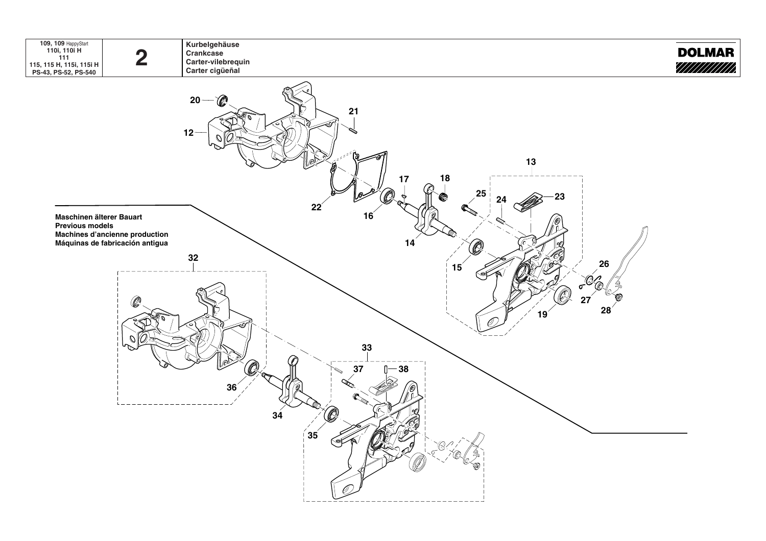| 109, 109 HappyStart 110i, 110i H 111 115, 115 H, 115i, 115i H PS-43, PS-52, PS-540 | 2 | Kurbelgehäuse Crankcase Carter-vilebrequin Carter cigüeñal |
|---|---|---|

DOLMAR

20
21
12
13
17
18
25
23
24
22
16
14
15
26
27
28
19

**Maschinen älterer Bauart**
**Previous models**
**Machines d'ancienne production**
**Máquinas de fabricación antigua**

32
33
37
38
36
34
35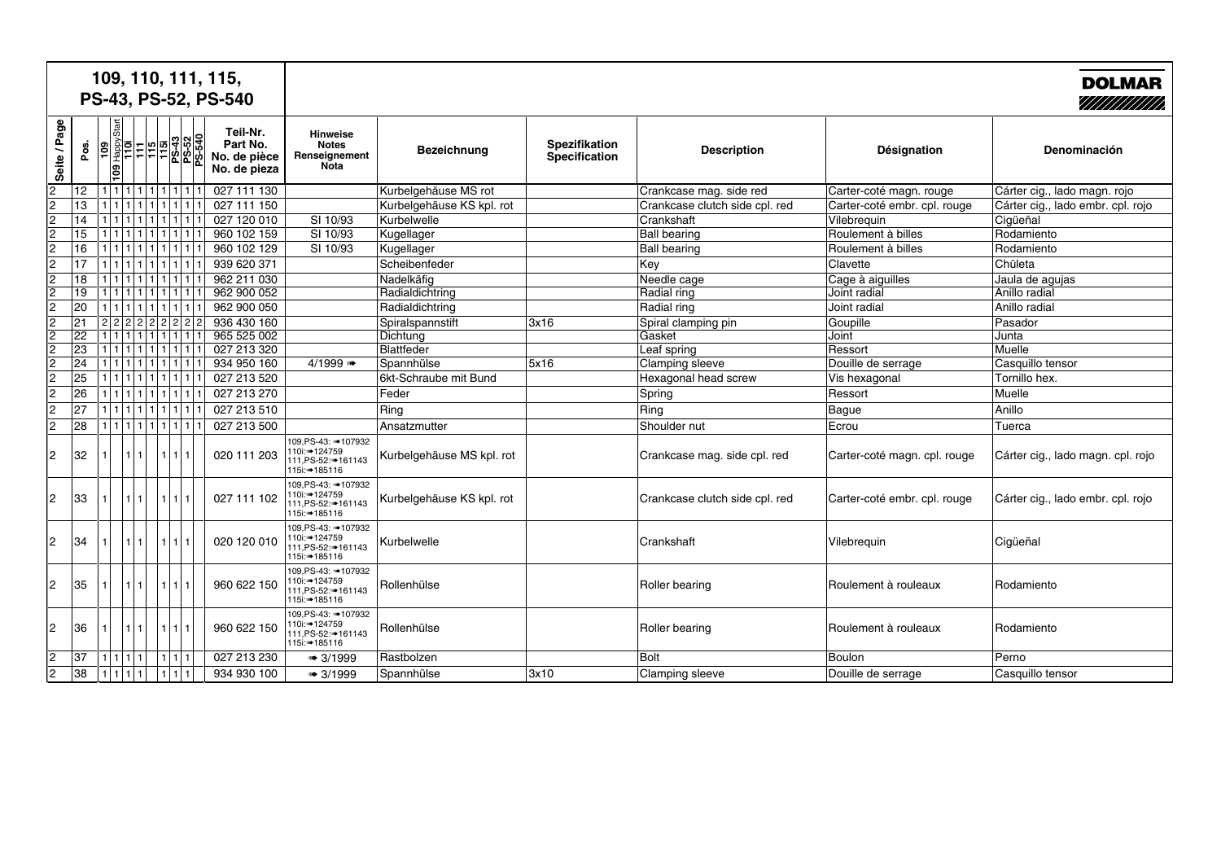# 109, 110, 111, 115, PS-43, PS-52, PS-540

**DOLMAR**

| Seite / Page | Pos. | 109 | 109 HappyStart | 110i | 111 | 115 | 115i | PS-43 | PS-52 | PS-540 | Teil-Nr. Part No. No. de pièce No. de pieza | Hinweise Notes Renseignement Nota | Bezeichnung | Spezifikation Specification | Description | Désignation | Denominación |
|---|---|---|---|---|---|---|---|---|---|---|---|---|---|---|---|---|---|
| 2 | 12 | 1 | 1 | 1 | 1 | 1 | 1 | 1 | 1 | 1 | 027 111 130 | | Kurbelgehäuse MS rot | | Crankcase mag. side red | Carter-coté magn. rouge | Cárter cig., lado magn. rojo |
| 2 | 13 | 1 | 1 | 1 | 1 | 1 | 1 | 1 | 1 | 1 | 027 111 150 | | Kurbelgehäuse KS kpl. rot | | Crankcase clutch side cpl. red | Carter-coté embr. cpl. rouge | Cárter cig., lado embr. cpl. rojo |
| 2 | 14 | 1 | 1 | 1 | 1 | 1 | 1 | 1 | 1 | 1 | 027 120 010 | SI 10/93 | Kurbelwelle | | Crankshaft | Vilebrequin | Cigüeñal |
| 2 | 15 | 1 | 1 | 1 | 1 | 1 | 1 | 1 | 1 | 1 | 960 102 159 | SI 10/93 | Kugellager | | Ball bearing | Roulement à billes | Rodamiento |
| 2 | 16 | 1 | 1 | 1 | 1 | 1 | 1 | 1 | 1 | 1 | 960 102 129 | SI 10/93 | Kugellager | | Ball bearing | Roulement à billes | Rodamiento |
| 2 | 17 | 1 | 1 | 1 | 1 | 1 | 1 | 1 | 1 | 1 | 939 620 371 | | Scheibenfeder | | Key | Clavette | Chületa |
| 2 | 18 | 1 | 1 | 1 | 1 | 1 | 1 | 1 | 1 | 1 | 962 211 030 | | Nadelkäfig | | Needle cage | Cage à aiguilles | Jaula de agujas |
| 2 | 19 | 1 | 1 | 1 | 1 | 1 | 1 | 1 | 1 | 1 | 962 900 052 | | Radialdichtring | | Radial ring | Joint radial | Anillo radial |
| 2 | 20 | 1 | 1 | 1 | 1 | 1 | 1 | 1 | 1 | 1 | 962 900 050 | | Radialdichtring | | Radial ring | Joint radial | Anillo radial |
| 2 | 21 | 2 | 2 | 2 | 2 | 2 | 2 | 2 | 2 | 2 | 936 430 160 | | Spiralspannstift | 3x16 | Spiral clamping pin | Goupille | Pasador |
| 2 | 22 | 1 | 1 | 1 | 1 | 1 | 1 | 1 | 1 | 1 | 965 525 002 | | Dichtung | | Gasket | Joint | Junta |
| 2 | 23 | 1 | 1 | 1 | 1 | 1 | 1 | 1 | 1 | 1 | 027 213 320 | | Blattfeder | | Leaf spring | Ressort | Muelle |
| 2 | 24 | 1 | 1 | 1 | 1 | 1 | 1 | 1 | 1 | 1 | 934 950 160 | 4/1999 ➠ | Spannhülse | 5x16 | Clamping sleeve | Douille de serrage | Casquillo tensor |
| 2 | 25 | 1 | 1 | 1 | 1 | 1 | 1 | 1 | 1 | 1 | 027 213 520 | | 6kt-Schraube mit Bund | | Hexagonal head screw | Vis hexagonal | Tornillo hex. |
| 2 | 26 | 1 | 1 | 1 | 1 | 1 | 1 | 1 | 1 | 1 | 027 213 270 | | Feder | | Spring | Ressort | Muelle |
| 2 | 27 | 1 | 1 | 1 | 1 | 1 | 1 | 1 | 1 | 1 | 027 213 510 | | Ring | | Ring | Bague | Anillo |
| 2 | 28 | 1 | 1 | 1 | 1 | 1 | 1 | 1 | 1 | 1 | 027 213 500 | | Ansatzmutter | | Shoulder nut | Ecrou | Tuerca |
| 2 | 32 | 1 | | 1 | 1 | | 1 | 1 | 1 | | 020 111 203 | 109,PS-43: ➠107932 110i:➠124759 111,PS-52:➠161143 115i:➠185116 | Kurbelgehäuse MS kpl. rot | | Crankcase mag. side cpl. red | Carter-coté magn. cpl. rouge | Cárter cig., lado magn. cpl. rojo |
| 2 | 33 | 1 | | 1 | 1 | | 1 | 1 | 1 | | 027 111 102 | 109,PS-43: ➠107932 110i:➠124759 111,PS-52:➠161143 115i:➠185116 | Kurbelgehäuse KS kpl. rot | | Crankcase clutch side cpl. red | Carter-coté embr. cpl. rouge | Cárter cig., lado embr. cpl. rojo |
| 2 | 34 | 1 | | 1 | 1 | | 1 | 1 | 1 | | 020 120 010 | 109,PS-43: ➠107932 110i:➠124759 111,PS-52:➠161143 115i:➠185116 | Kurbelwelle | | Crankshaft | Vilebrequin | Cigüeñal |
| 2 | 35 | 1 | | 1 | 1 | | 1 | 1 | 1 | | 960 622 150 | 109,PS-43: ➠107932 110i:➠124759 111,PS-52:➠161143 115i:➠185116 | Rollenhülse | | Roller bearing | Roulement à rouleaux | Rodamiento |
| 2 | 36 | 1 | | 1 | 1 | | 1 | 1 | 1 | | 960 622 150 | 109,PS-43: ➠107932 110i:➠124759 111,PS-52:➠161143 115i:➠185116 | Rollenhülse | | Roller bearing | Roulement à rouleaux | Rodamiento |
| 2 | 37 | 1 | 1 | 1 | 1 | | 1 | 1 | 1 | | 027 213 230 | ➠ 3/1999 | Rastbolzen | | Bolt | Boulon | Perno |
| 2 | 38 | 1 | 1 | 1 | 1 | | 1 | 1 | 1 | | 934 930 100 | ➠ 3/1999 | Spannhülse | 3x10 | Clamping sleeve | Douille de serrage | Casquillo tensor |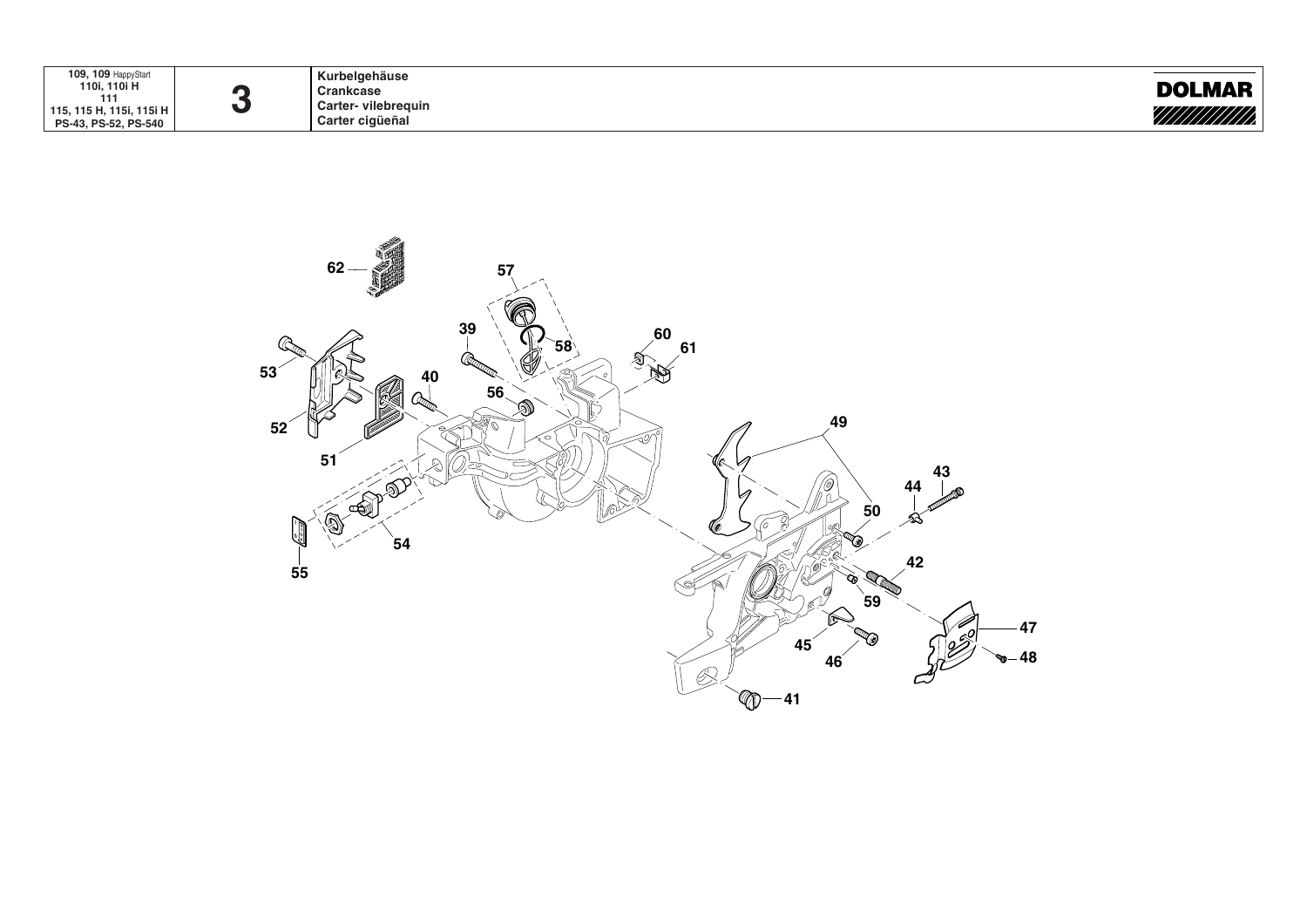| 109, 109 HappyStart<br>110i, 110i H<br>111<br>115, 115 H, 115i, 115i H<br>PS-43, PS-52, PS-540 | 3 | Kurbelgehäuse<br>Crankcase<br>Carter- vilebrequin<br>Carter cigüeñal | DOLMAR |
| --- | --- | --- | --- |

62
57
39
58
60
61
53
40
56
52
49
51
43
44
50
54
42
55
59
47
45
46
48
41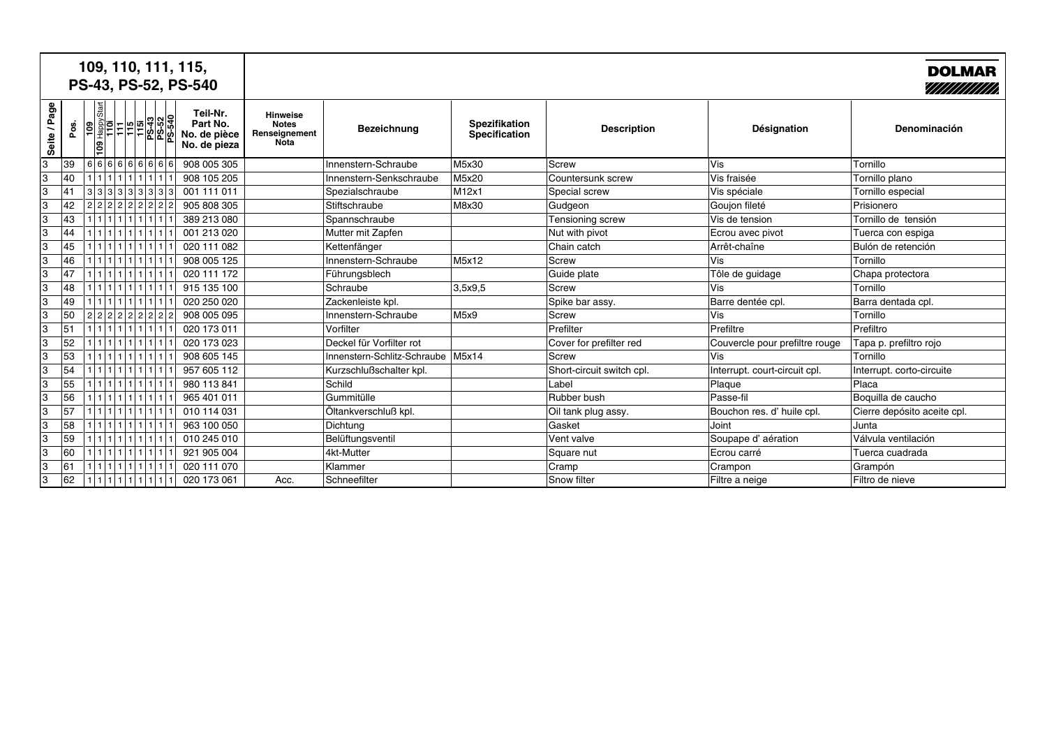# 109, 110, 111, 115, PS-43, PS-52, PS-540

DOLMAR

| Seite / Page | Pos. | 109 | 109 HappyStart | 110i | 111 | 115 | 115i | PS-43 | PS-52 | PS-540 | Teil-Nr. Part No. No. de pièce No. de pieza | Hinweise Notes Renseignement Nota | Bezeichnung | Spezifikation Specification | Description | Désignation | Denominación |
|---|---|---|---|---|---|---|---|---|---|---|---|---|---|---|---|---|---|
| 3 | 39 | 6 | 6 | 6 | 6 | 6 | 6 | 6 | 6 | 6 | 908 005 305 | | Innenstern-Schraube | M5x30 | Screw | Vis | Tornillo |
| 3 | 40 | 1 | 1 | 1 | 1 | 1 | 1 | 1 | 1 | 1 | 908 105 205 | | Innenstern-Senkschraube | M5x20 | Countersunk screw | Vis fraisée | Tornillo plano |
| 3 | 41 | 3 | 3 | 3 | 3 | 3 | 3 | 3 | 3 | 3 | 001 111 011 | | Spezialschraube | M12x1 | Special screw | Vis spéciale | Tornillo especial |
| 3 | 42 | 2 | 2 | 2 | 2 | 2 | 2 | 2 | 2 | 2 | 905 808 305 | | Stiftschraube | M8x30 | Gudgeon | Goujon fileté | Prisionero |
| 3 | 43 | 1 | 1 | 1 | 1 | 1 | 1 | 1 | 1 | 1 | 389 213 080 | | Spannschraube | | Tensioning screw | Vis de tension | Tornillo de tensión |
| 3 | 44 | 1 | 1 | 1 | 1 | 1 | 1 | 1 | 1 | 1 | 001 213 020 | | Mutter mit Zapfen | | Nut with pivot | Ecrou avec pivot | Tuerca con espiga |
| 3 | 45 | 1 | 1 | 1 | 1 | 1 | 1 | 1 | 1 | 1 | 020 111 082 | | Kettenfänger | | Chain catch | Arrêt-chaîne | Bulón de retención |
| 3 | 46 | 1 | 1 | 1 | 1 | 1 | 1 | 1 | 1 | 1 | 908 005 125 | | Innenstern-Schraube | M5x12 | Screw | Vis | Tornillo |
| 3 | 47 | 1 | 1 | 1 | 1 | 1 | 1 | 1 | 1 | 1 | 020 111 172 | | Führungsblech | | Guide plate | Tôle de guidage | Chapa protectora |
| 3 | 48 | 1 | 1 | 1 | 1 | 1 | 1 | 1 | 1 | 1 | 915 135 100 | | Schraube | 3,5x9,5 | Screw | Vis | Tornillo |
| 3 | 49 | 1 | 1 | 1 | 1 | 1 | 1 | 1 | 1 | 1 | 020 250 020 | | Zackenleiste kpl. | | Spike bar assy. | Barre dentée cpl. | Barra dentada cpl. |
| 3 | 50 | 2 | 2 | 2 | 2 | 2 | 2 | 2 | 2 | 2 | 908 005 095 | | Innenstern-Schraube | M5x9 | Screw | Vis | Tornillo |
| 3 | 51 | 1 | 1 | 1 | 1 | 1 | 1 | 1 | 1 | 1 | 020 173 011 | | Vorfilter | | Prefilter | Prefiltre | Prefiltro |
| 3 | 52 | 1 | 1 | 1 | 1 | 1 | 1 | 1 | 1 | 1 | 020 173 023 | | Deckel für Vorfilter rot | | Cover for prefilter red | Couvercle pour prefiltre rouge | Tapa p. prefiltro rojo |
| 3 | 53 | 1 | 1 | 1 | 1 | 1 | 1 | 1 | 1 | 1 | 908 605 145 | | Innenstern-Schlitz-Schraube | M5x14 | Screw | Vis | Tornillo |
| 3 | 54 | 1 | 1 | 1 | 1 | 1 | 1 | 1 | 1 | 1 | 957 605 112 | | Kurzschlußschalter kpl. | | Short-circuit switch cpl. | Interrupt. court-circuit cpl. | Interrupt. corto-circuite |
| 3 | 55 | 1 | 1 | 1 | 1 | 1 | 1 | 1 | 1 | 1 | 980 113 841 | | Schild | | Label | Plaque | Placa |
| 3 | 56 | 1 | 1 | 1 | 1 | 1 | 1 | 1 | 1 | 1 | 965 401 011 | | Gummitülle | | Rubber bush | Passe-fil | Boquilla de caucho |
| 3 | 57 | 1 | 1 | 1 | 1 | 1 | 1 | 1 | 1 | 1 | 010 114 031 | | Öltankverschluß kpl. | | Oil tank plug assy. | Bouchon res. d' huile cpl. | Cierre depósito aceite cpl. |
| 3 | 58 | 1 | 1 | 1 | 1 | 1 | 1 | 1 | 1 | 1 | 963 100 050 | | Dichtung | | Gasket | Joint | Junta |
| 3 | 59 | 1 | 1 | 1 | 1 | 1 | 1 | 1 | 1 | 1 | 010 245 010 | | Belüftungsventil | | Vent valve | Soupape d' aération | Válvula ventilación |
| 3 | 60 | 1 | 1 | 1 | 1 | 1 | 1 | 1 | 1 | 1 | 921 905 004 | | 4kt-Mutter | | Square nut | Ecrou carré | Tuerca cuadrada |
| 3 | 61 | 1 | 1 | 1 | 1 | 1 | 1 | 1 | 1 | 1 | 020 111 070 | | Klammer | | Cramp | Crampon | Grampón |
| 3 | 62 | 1 | 1 | 1 | 1 | 1 | 1 | 1 | 1 | 1 | 020 173 061 | Acc. | Schneefilter | | Snow filter | Filtre a neige | Filtro de nieve |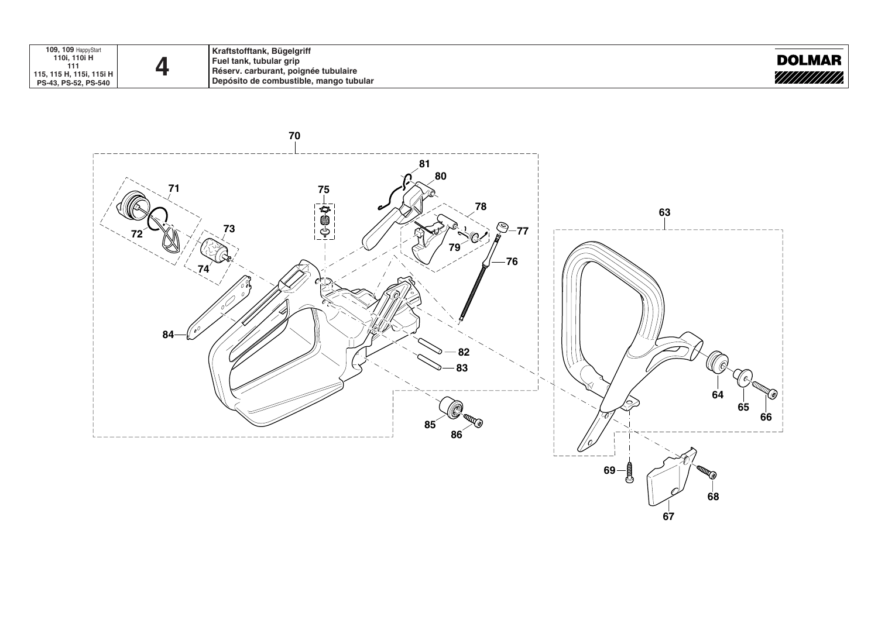| 109, 109 HappyStart<br>110i, 110i H<br>111<br>115, 115 H, 115i, 115i H<br>PS-43, PS-52, PS-540 | 4 | Kraftstofftank, Bügelgriff<br>Fuel tank, tubular grip<br>Réserv. carburant, poignée tubulaire<br>Depósito de combustible, mango tubular |
| --- | --- | --- |

**DOLMAR**

70 71 72 73 74 75 76 77 78 79 80 81 82 83 84 85 86

63 64 65 66 67 68 69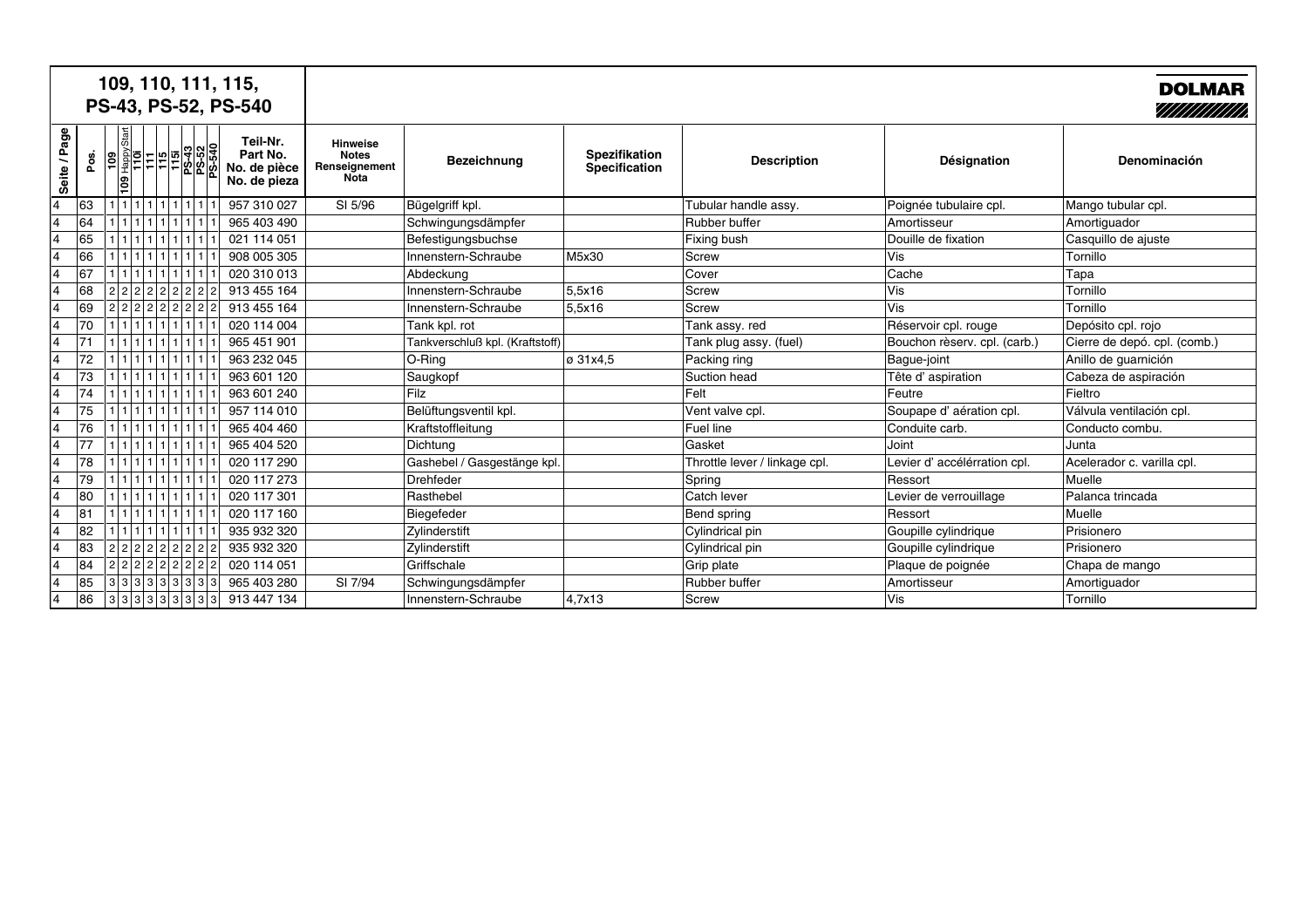# 109, 110, 111, 115, PS-43, PS-52, PS-540

DOLMAR

| Seite / Page | Pos. | 109 | 109 HappyStart | 110i | 111 | 115 | 115i | PS-43 | PS-52 | PS-540 | Teil-Nr. Part No. No. de pièce No. de pieza | Hinweise Notes Renseignement Nota | Bezeichnung | Spezifikation Specification | Description | Désignation | Denominación |
|---|---|---|---|---|---|---|---|---|---|---|---|---|---|---|---|---|---|
| 4 | 63 | 1 | 1 | 1 | 1 | 1 | 1 | 1 | 1 | 1 | 957 310 027 | SI 5/96 | Bügelgriff kpl. | | Tubular handle assy. | Poignée tubulaire cpl. | Mango tubular cpl. |
| 4 | 64 | 1 | 1 | 1 | 1 | 1 | 1 | 1 | 1 | 1 | 965 403 490 | | Schwingungsdämpfer | | Rubber buffer | Amortisseur | Amortiguador |
| 4 | 65 | 1 | 1 | 1 | 1 | 1 | 1 | 1 | 1 | 1 | 021 114 051 | | Befestigungsbuchse | | Fixing bush | Douille de fixation | Casquillo de ajuste |
| 4 | 66 | 1 | 1 | 1 | 1 | 1 | 1 | 1 | 1 | 1 | 908 005 305 | | Innenstern-Schraube | M5x30 | Screw | Vis | Tornillo |
| 4 | 67 | 1 | 1 | 1 | 1 | 1 | 1 | 1 | 1 | 1 | 020 310 013 | | Abdeckung | | Cover | Cache | Tapa |
| 4 | 68 | 2 | 2 | 2 | 2 | 2 | 2 | 2 | 2 | 2 | 913 455 164 | | Innenstern-Schraube | 5,5x16 | Screw | Vis | Tornillo |
| 4 | 69 | 2 | 2 | 2 | 2 | 2 | 2 | 2 | 2 | 2 | 913 455 164 | | Innenstern-Schraube | 5,5x16 | Screw | Vis | Tornillo |
| 4 | 70 | 1 | 1 | 1 | 1 | 1 | 1 | 1 | 1 | 1 | 020 114 004 | | Tank kpl. rot | | Tank assy. red | Réservoir cpl. rouge | Depósito cpl. rojo |
| 4 | 71 | 1 | 1 | 1 | 1 | 1 | 1 | 1 | 1 | 1 | 965 451 901 | | Tankverschluß kpl. (Kraftstoff) | | Tank plug assy. (fuel) | Bouchon rèserv. cpl. (carb.) | Cierre de depó. cpl. (comb.) |
| 4 | 72 | 1 | 1 | 1 | 1 | 1 | 1 | 1 | 1 | 1 | 963 232 045 | | O-Ring | ø 31x4,5 | Packing ring | Bague-joint | Anillo de guarnición |
| 4 | 73 | 1 | 1 | 1 | 1 | 1 | 1 | 1 | 1 | 1 | 963 601 120 | | Saugkopf | | Suction head | Tête d' aspiration | Cabeza de aspiración |
| 4 | 74 | 1 | 1 | 1 | 1 | 1 | 1 | 1 | 1 | 1 | 963 601 240 | | Filz | | Felt | Feutre | Fieltro |
| 4 | 75 | 1 | 1 | 1 | 1 | 1 | 1 | 1 | 1 | 1 | 957 114 010 | | Belüftungsventil kpl. | | Vent valve cpl. | Soupape d' aération cpl. | Válvula ventilación cpl. |
| 4 | 76 | 1 | 1 | 1 | 1 | 1 | 1 | 1 | 1 | 1 | 965 404 460 | | Kraftstoffleitung | | Fuel line | Conduite carb. | Conducto combu. |
| 4 | 77 | 1 | 1 | 1 | 1 | 1 | 1 | 1 | 1 | 1 | 965 404 520 | | Dichtung | | Gasket | Joint | Junta |
| 4 | 78 | 1 | 1 | 1 | 1 | 1 | 1 | 1 | 1 | 1 | 020 117 290 | | Gashebel / Gasgestänge kpl. | | Throttle lever / linkage cpl. | Levier d' accélérration cpl. | Acelerador c. varilla cpl. |
| 4 | 79 | 1 | 1 | 1 | 1 | 1 | 1 | 1 | 1 | 1 | 020 117 273 | | Drehfeder | | Spring | Ressort | Muelle |
| 4 | 80 | 1 | 1 | 1 | 1 | 1 | 1 | 1 | 1 | 1 | 020 117 301 | | Rasthebel | | Catch lever | Levier de verrouillage | Palanca trincada |
| 4 | 81 | 1 | 1 | 1 | 1 | 1 | 1 | 1 | 1 | 1 | 020 117 160 | | Biegefeder | | Bend spring | Ressort | Muelle |
| 4 | 82 | 1 | 1 | 1 | 1 | 1 | 1 | 1 | 1 | 1 | 935 932 320 | | Zylinderstift | | Cylindrical pin | Goupille cylindrique | Prisionero |
| 4 | 83 | 2 | 2 | 2 | 2 | 2 | 2 | 2 | 2 | 2 | 935 932 320 | | Zylinderstift | | Cylindrical pin | Goupille cylindrique | Prisionero |
| 4 | 84 | 2 | 2 | 2 | 2 | 2 | 2 | 2 | 2 | 2 | 020 114 051 | | Griffschale | | Grip plate | Plaque de poignée | Chapa de mango |
| 4 | 85 | 3 | 3 | 3 | 3 | 3 | 3 | 3 | 3 | 3 | 965 403 280 | SI 7/94 | Schwingungsdämpfer | | Rubber buffer | Amortisseur | Amortiguador |
| 4 | 86 | 3 | 3 | 3 | 3 | 3 | 3 | 3 | 3 | 3 | 913 447 134 | | Innenstern-Schraube | 4,7x13 | Screw | Vis | Tornillo |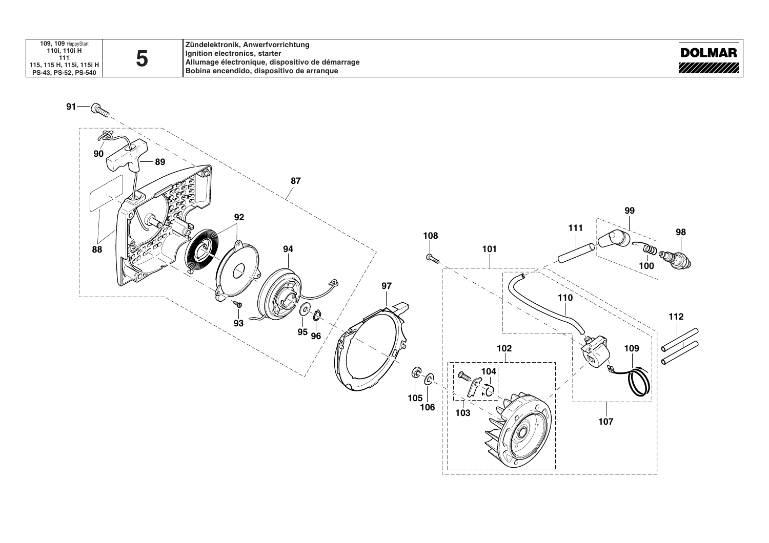| 109, 109 HappyStart<br>110i, 110i H<br>111<br>115, 115 H, 115i, 115i H<br>PS-43, PS-52, PS-540 | 5 | Zündelektronik, Anwerfvorrichtung<br>Ignition electronics, starter<br>Allumage électronique, dispositivo de démarrage<br>Bobina encendido, dispositivo de arranque | DOLMAR |
|---|---|---|---|

91 90 89 87 88 92 94 93 95 96 97 108 101 111 99 98 100 110 112 102 104 109 105 106 103 107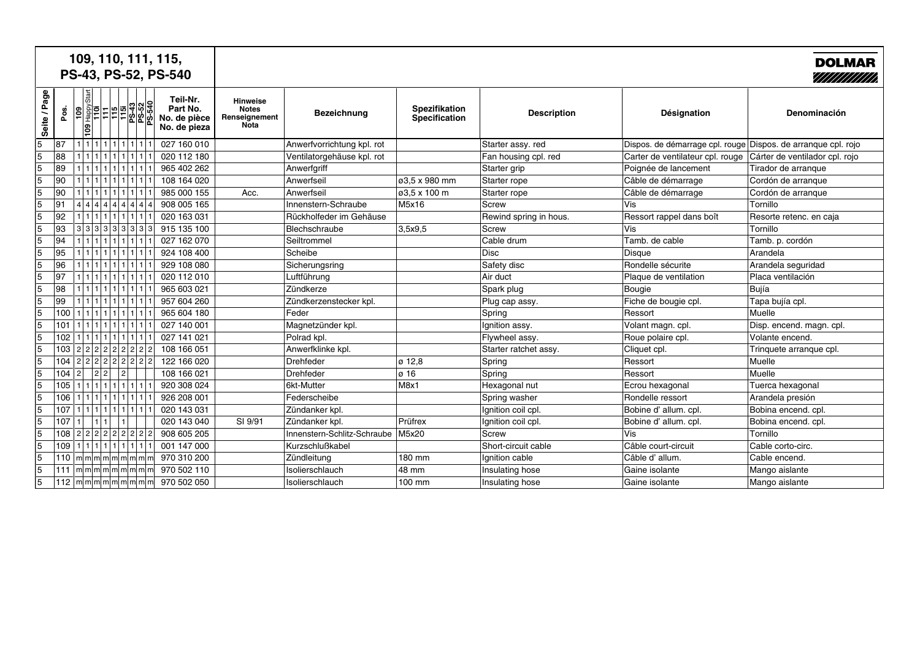# 109, 110, 111, 115, PS-43, PS-52, PS-540

**DOLMAR**

| Seite / Page | Pos. | 109 | 109 HappyStart | 110i | 111 | 115 | 115i | PS-43 | PS-52 | PS-540 | Teil-Nr. Part No. No. de pièce No. de pieza | Hinweise Notes Renseignement Nota | Bezeichnung | Spezifikation Specification | Description | Désignation | Denominación |
|---|---|---|---|---|---|---|---|---|---|---|---|---|---|---|---|---|---|
| 5 | 87 | 1 | 1 | 1 | 1 | 1 | 1 | 1 | 1 | 1 | 027 160 010 | | Anwerfvorrichtung kpl. rot | | Starter assy. red | Dispos. de démarrage cpl. rouge | Dispos. de arranque cpl. rojo |
| 5 | 88 | 1 | 1 | 1 | 1 | 1 | 1 | 1 | 1 | 1 | 020 112 180 | | Ventilatorgehäuse kpl. rot | | Fan housing cpl. red | Carter de ventilateur cpl. rouge | Cárter de ventilador cpl. rojo |
| 5 | 89 | 1 | 1 | 1 | 1 | 1 | 1 | 1 | 1 | 1 | 965 402 262 | | Anwerfgriff | | Starter grip | Poignée de lancement | Tirador de arranque |
| 5 | 90 | 1 | 1 | 1 | 1 | 1 | 1 | 1 | 1 | 1 | 108 164 020 | | Anwerfseil | ø3,5 x 980 mm | Starter rope | Câble de démarrage | Cordón de arranque |
| 5 | 90 | 1 | 1 | 1 | 1 | 1 | 1 | 1 | 1 | 1 | 985 000 155 | Acc. | Anwerfseil | ø3,5 x 100 m | Starter rope | Câble de démarrage | Cordón de arranque |
| 5 | 91 | 4 | 4 | 4 | 4 | 4 | 4 | 4 | 4 | 4 | 908 005 165 | | Innenstern-Schraube | M5x16 | Screw | Vis | Tornillo |
| 5 | 92 | 1 | 1 | 1 | 1 | 1 | 1 | 1 | 1 | 1 | 020 163 031 | | Rückholfeder im Gehäuse | | Rewind spring in hous. | Ressort rappel dans boît | Resorte retenc. en caja |
| 5 | 93 | 3 | 3 | 3 | 3 | 3 | 3 | 3 | 3 | 3 | 915 135 100 | | Blechschraube | 3,5x9,5 | Screw | Vis | Tornillo |
| 5 | 94 | 1 | 1 | 1 | 1 | 1 | 1 | 1 | 1 | 1 | 027 162 070 | | Seiltrommel | | Cable drum | Tamb. de cable | Tamb. p. cordón |
| 5 | 95 | 1 | 1 | 1 | 1 | 1 | 1 | 1 | 1 | 1 | 924 108 400 | | Scheibe | | Disc | Disque | Arandela |
| 5 | 96 | 1 | 1 | 1 | 1 | 1 | 1 | 1 | 1 | 1 | 929 108 080 | | Sicherungsring | | Safety disc | Rondelle sécurite | Arandela seguridad |
| 5 | 97 | 1 | 1 | 1 | 1 | 1 | 1 | 1 | 1 | 1 | 020 112 010 | | Luftführung | | Air duct | Plaque de ventilation | Placa ventilación |
| 5 | 98 | 1 | 1 | 1 | 1 | 1 | 1 | 1 | 1 | 1 | 965 603 021 | | Zündkerze | | Spark plug | Bougie | Bujía |
| 5 | 99 | 1 | 1 | 1 | 1 | 1 | 1 | 1 | 1 | 1 | 957 604 260 | | Zündkerzenstecker kpl. | | Plug cap assy. | Fiche de bougie cpl. | Tapa bujía cpl. |
| 5 | 100 | 1 | 1 | 1 | 1 | 1 | 1 | 1 | 1 | 1 | 965 604 180 | | Feder | | Spring | Ressort | Muelle |
| 5 | 101 | 1 | 1 | 1 | 1 | 1 | 1 | 1 | 1 | 1 | 027 140 001 | | Magnetzünder kpl. | | Ignition assy. | Volant magn. cpl. | Disp. encend. magn. cpl. |
| 5 | 102 | 1 | 1 | 1 | 1 | 1 | 1 | 1 | 1 | 1 | 027 141 021 | | Polrad kpl. | | Flywheel assy. | Roue polaire cpl. | Volante encend. |
| 5 | 103 | 2 | 2 | 2 | 2 | 2 | 2 | 2 | 2 | 2 | 108 166 051 | | Anwerfklinke kpl. | | Starter ratchet assy. | Cliquet cpl. | Trinquete arranque cpl. |
| 5 | 104 | 2 | 2 | 2 | 2 | 2 | 2 | 2 | 2 | 2 | 122 166 020 | | Drehfeder | ø 12,8 | Spring | Ressort | Muelle |
| 5 | 104 | 2 | | 2 | 2 | | 2 | | | | 108 166 021 | | Drehfeder | ø 16 | Spring | Ressort | Muelle |
| 5 | 105 | 1 | 1 | 1 | 1 | 1 | 1 | 1 | 1 | 1 | 920 308 024 | | 6kt-Mutter | M8x1 | Hexagonal nut | Ecrou hexagonal | Tuerca hexagonal |
| 5 | 106 | 1 | 1 | 1 | 1 | 1 | 1 | 1 | 1 | 1 | 926 208 001 | | Federscheibe | | Spring washer | Rondelle ressort | Arandela presión |
| 5 | 107 | 1 | 1 | 1 | 1 | 1 | 1 | 1 | 1 | 1 | 020 143 031 | | Zündanker kpl. | | Ignition coil cpl. | Bobine d' allum. cpl. | Bobina encend. cpl. |
| 5 | 107 | 1 | | 1 | 1 | | 1 | | | | 020 143 040 | SI 9/91 | Zündanker kpl. | Prüfrex | Ignition coil cpl. | Bobine d' allum. cpl. | Bobina encend. cpl. |
| 5 | 108 | 2 | 2 | 2 | 2 | 2 | 2 | 2 | 2 | 2 | 908 605 205 | | Innenstern-Schlitz-Schraube | M5x20 | Screw | Vis | Tornillo |
| 5 | 109 | 1 | 1 | 1 | 1 | 1 | 1 | 1 | 1 | 1 | 001 147 000 | | Kurzschlußkabel | | Short-circuit cable | Câble court-circuit | Cable corto-circ. |
| 5 | 110 | m | m | m | m | m | m | m | m | m | 970 310 200 | | Zündleitung | 180 mm | Ignition cable | Câble d' allum. | Cable encend. |
| 5 | 111 | m | m | m | m | m | m | m | m | m | 970 502 110 | | Isolierschlauch | 48 mm | Insulating hose | Gaine isolante | Mango aislante |
| 5 | 112 | m | m | m | m | m | m | m | m | m | 970 502 050 | | Isolierschlauch | 100 mm | Insulating hose | Gaine isolante | Mango aislante |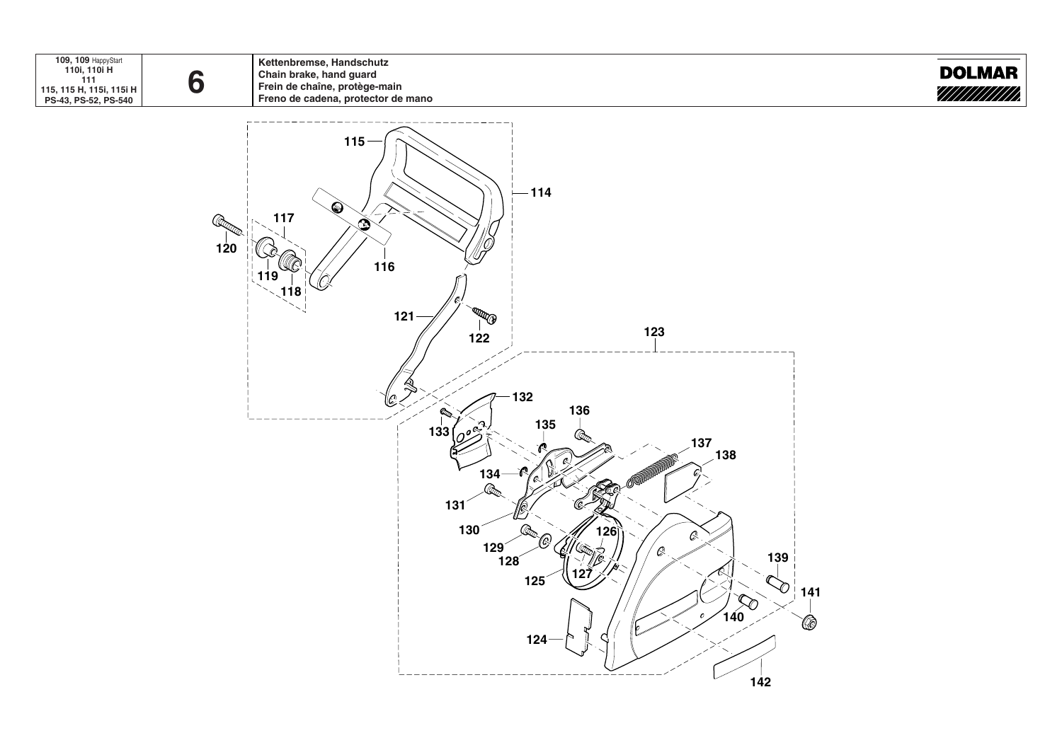| 109, 109 HappyStart 110i, 110i H 111 115, 115 H, 115i, 115i H PS-43, PS-52, PS-540 | 6 | Kettenbremse, Handschutz Chain brake, hand guard Frein de chaîne, protège-main Freno de cadena, protector de mano |
| --- | --- | --- |

DOLMAR

114 115 116 117 118 119 120 121 122 123 124 125 126 127 128 129 130 131 132 133 134 135 136 137 138 139 140 141 142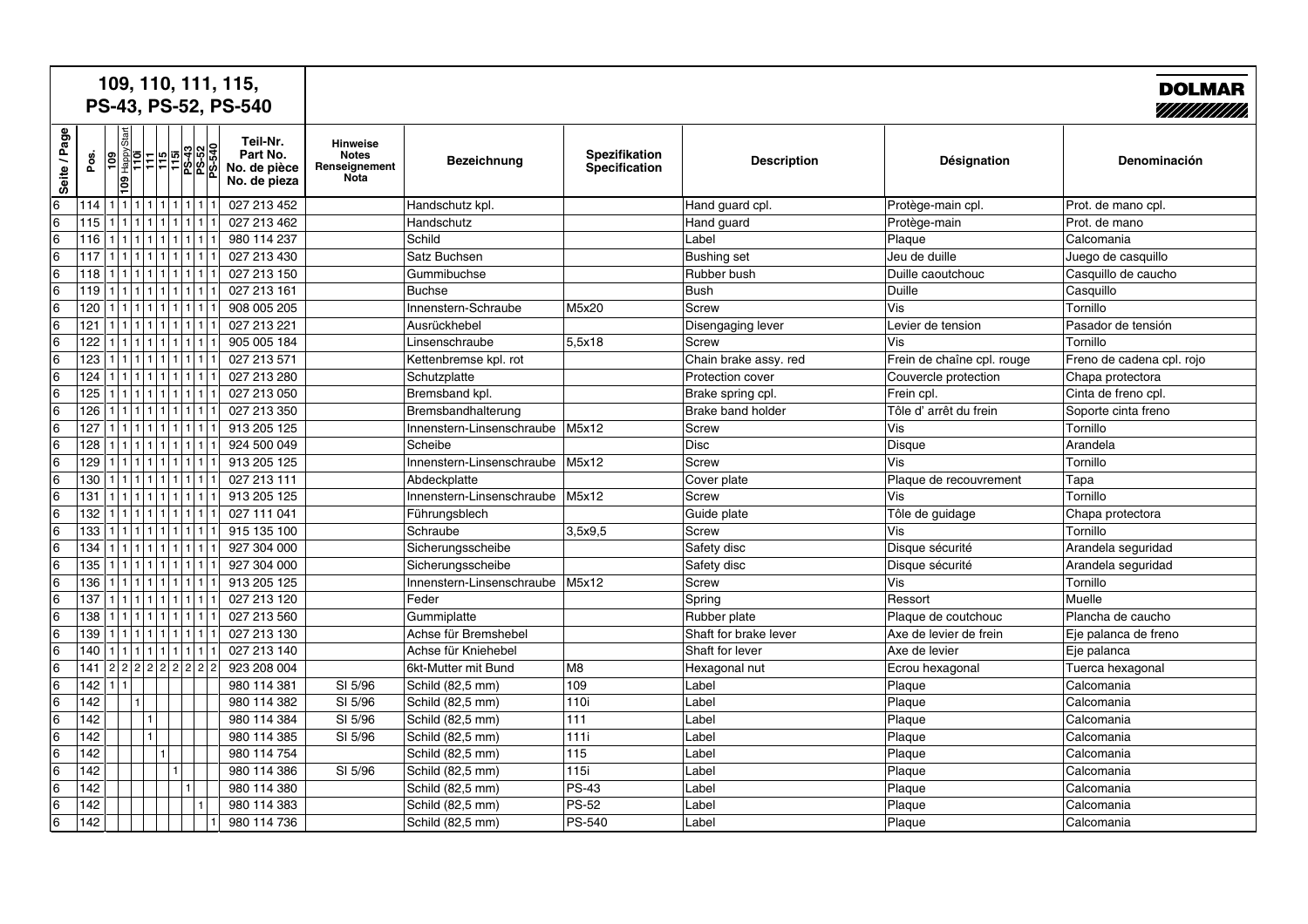# 109, 110, 111, 115, PS-43, PS-52, PS-540

**DOLMAR**

| Seite / Page | Pos. | 109 | 109 HappyStart | 110i | 111 | 111i | 115 | 115i | PS-43 | PS-52 | PS-540 | Teil-Nr. Part No. No. de pièce No. de pieza | Hinweise Notes Renseignement Nota | Bezeichnung | Spezifikation Specification | Description | Désignation | Denominación |
|---|---|---|---|---|---|---|---|---|---|---|---|---|---|---|---|---|---|---|
| 6 | 114 | 1 | 1 | 1 | 1 | 1 | 1 | 1 | 1 | 1 | 1 | 027 213 452 | | Handschutz kpl. | | Hand guard cpl. | Protège-main cpl. | Prot. de mano cpl. |
| 6 | 115 | 1 | 1 | 1 | 1 | 1 | 1 | 1 | 1 | 1 | 1 | 027 213 462 | | Handschutz | | Hand guard | Protège-main | Prot. de mano |
| 6 | 116 | 1 | 1 | 1 | 1 | 1 | 1 | 1 | 1 | 1 | 1 | 980 114 237 | | Schild | | Label | Plaque | Calcomania |
| 6 | 117 | 1 | 1 | 1 | 1 | 1 | 1 | 1 | 1 | 1 | 1 | 027 213 430 | | Satz Buchsen | | Bushing set | Jeu de duille | Juego de casquillo |
| 6 | 118 | 1 | 1 | 1 | 1 | 1 | 1 | 1 | 1 | 1 | 1 | 027 213 150 | | Gummibuchse | | Rubber bush | Duille caoutchouc | Casquillo de caucho |
| 6 | 119 | 1 | 1 | 1 | 1 | 1 | 1 | 1 | 1 | 1 | 1 | 027 213 161 | | Buchse | | Bush | Duille | Casquillo |
| 6 | 120 | 1 | 1 | 1 | 1 | 1 | 1 | 1 | 1 | 1 | 1 | 908 005 205 | | Innenstern-Schraube | M5x20 | Screw | Vis | Tornillo |
| 6 | 121 | 1 | 1 | 1 | 1 | 1 | 1 | 1 | 1 | 1 | 1 | 027 213 221 | | Ausrückhebel | | Disengaging lever | Levier de tension | Pasador de tensión |
| 6 | 122 | 1 | 1 | 1 | 1 | 1 | 1 | 1 | 1 | 1 | 1 | 905 005 184 | | Linsenschraube | 5,5x18 | Screw | Vis | Tornillo |
| 6 | 123 | 1 | 1 | 1 | 1 | 1 | 1 | 1 | 1 | 1 | 1 | 027 213 571 | | Kettenbremse kpl. rot | | Chain brake assy. red | Frein de chaîne cpl. rouge | Freno de cadena cpl. rojo |
| 6 | 124 | 1 | 1 | 1 | 1 | 1 | 1 | 1 | 1 | 1 | 1 | 027 213 280 | | Schutzplatte | | Protection cover | Couvercle protection | Chapa protectora |
| 6 | 125 | 1 | 1 | 1 | 1 | 1 | 1 | 1 | 1 | 1 | 1 | 027 213 050 | | Bremsband kpl. | | Brake spring cpl. | Frein cpl. | Cinta de freno cpl. |
| 6 | 126 | 1 | 1 | 1 | 1 | 1 | 1 | 1 | 1 | 1 | 1 | 027 213 350 | | Bremsbandhalterung | | Brake band holder | Tôle d' arrêt du frein | Soporte cinta freno |
| 6 | 127 | 1 | 1 | 1 | 1 | 1 | 1 | 1 | 1 | 1 | 1 | 913 205 125 | | Innenstern-Linsenschraube | M5x12 | Screw | Vis | Tornillo |
| 6 | 128 | 1 | 1 | 1 | 1 | 1 | 1 | 1 | 1 | 1 | 1 | 924 500 049 | | Scheibe | | Disc | Disque | Arandela |
| 6 | 129 | 1 | 1 | 1 | 1 | 1 | 1 | 1 | 1 | 1 | 1 | 913 205 125 | | Innenstern-Linsenschraube | M5x12 | Screw | Vis | Tornillo |
| 6 | 130 | 1 | 1 | 1 | 1 | 1 | 1 | 1 | 1 | 1 | 1 | 027 213 111 | | Abdeckplatte | | Cover plate | Plaque de recouvrement | Tapa |
| 6 | 131 | 1 | 1 | 1 | 1 | 1 | 1 | 1 | 1 | 1 | 1 | 913 205 125 | | Innenstern-Linsenschraube | M5x12 | Screw | Vis | Tornillo |
| 6 | 132 | 1 | 1 | 1 | 1 | 1 | 1 | 1 | 1 | 1 | 1 | 027 111 041 | | Führungsblech | | Guide plate | Tôle de guidage | Chapa protectora |
| 6 | 133 | 1 | 1 | 1 | 1 | 1 | 1 | 1 | 1 | 1 | 1 | 915 135 100 | | Schraube | 3,5x9,5 | Screw | Vis | Tornillo |
| 6 | 134 | 1 | 1 | 1 | 1 | 1 | 1 | 1 | 1 | 1 | 1 | 927 304 000 | | Sicherungsscheibe | | Safety disc | Disque sécurité | Arandela seguridad |
| 6 | 135 | 1 | 1 | 1 | 1 | 1 | 1 | 1 | 1 | 1 | 1 | 927 304 000 | | Sicherungsscheibe | | Safety disc | Disque sécurité | Arandela seguridad |
| 6 | 136 | 1 | 1 | 1 | 1 | 1 | 1 | 1 | 1 | 1 | 1 | 913 205 125 | | Innenstern-Linsenschraube | M5x12 | Screw | Vis | Tornillo |
| 6 | 137 | 1 | 1 | 1 | 1 | 1 | 1 | 1 | 1 | 1 | 1 | 027 213 120 | | Feder | | Spring | Ressort | Muelle |
| 6 | 138 | 1 | 1 | 1 | 1 | 1 | 1 | 1 | 1 | 1 | 1 | 027 213 560 | | Gummiplatte | | Rubber plate | Plaque de coutchouc | Plancha de caucho |
| 6 | 139 | 1 | 1 | 1 | 1 | 1 | 1 | 1 | 1 | 1 | 1 | 027 213 130 | | Achse für Bremshebel | | Shaft for brake lever | Axe de levier de frein | Eje palanca de freno |
| 6 | 140 | 1 | 1 | 1 | 1 | 1 | 1 | 1 | 1 | 1 | 1 | 027 213 140 | | Achse für Kniehebel | | Shaft for lever | Axe de levier | Eje palanca |
| 6 | 141 | 2 | 2 | 2 | 2 | 2 | 2 | 2 | 2 | 2 | 2 | 923 208 004 | | 6kt-Mutter mit Bund | M8 | Hexagonal nut | Ecrou hexagonal | Tuerca hexagonal |
| 6 | 142 | 1 | 1 | | | | | | | | | 980 114 381 | SI 5/96 | Schild (82,5 mm) | 109 | Label | Plaque | Calcomania |
| 6 | 142 | | | 1 | | | | | | | | 980 114 382 | SI 5/96 | Schild (82,5 mm) | 110i | Label | Plaque | Calcomania |
| 6 | 142 | | | | 1 | | | | | | | 980 114 384 | SI 5/96 | Schild (82,5 mm) | 111 | Label | Plaque | Calcomania |
| 6 | 142 | | | | | 1 | | | | | | 980 114 385 | SI 5/96 | Schild (82,5 mm) | 111i | Label | Plaque | Calcomania |
| 6 | 142 | | | | | | 1 | | | | | 980 114 754 | | Schild (82,5 mm) | 115 | Label | Plaque | Calcomania |
| 6 | 142 | | | | | | | 1 | | | | 980 114 386 | SI 5/96 | Schild (82,5 mm) | 115i | Label | Plaque | Calcomania |
| 6 | 142 | | | | | | | | 1 | | | 980 114 380 | | Schild (82,5 mm) | PS-43 | Label | Plaque | Calcomania |
| 6 | 142 | | | | | | | | | 1 | | 980 114 383 | | Schild (82,5 mm) | PS-52 | Label | Plaque | Calcomania |
| 6 | 142 | | | | | | | | | | 1 | 980 114 736 | | Schild (82,5 mm) | PS-540 | Label | Plaque | Calcomania |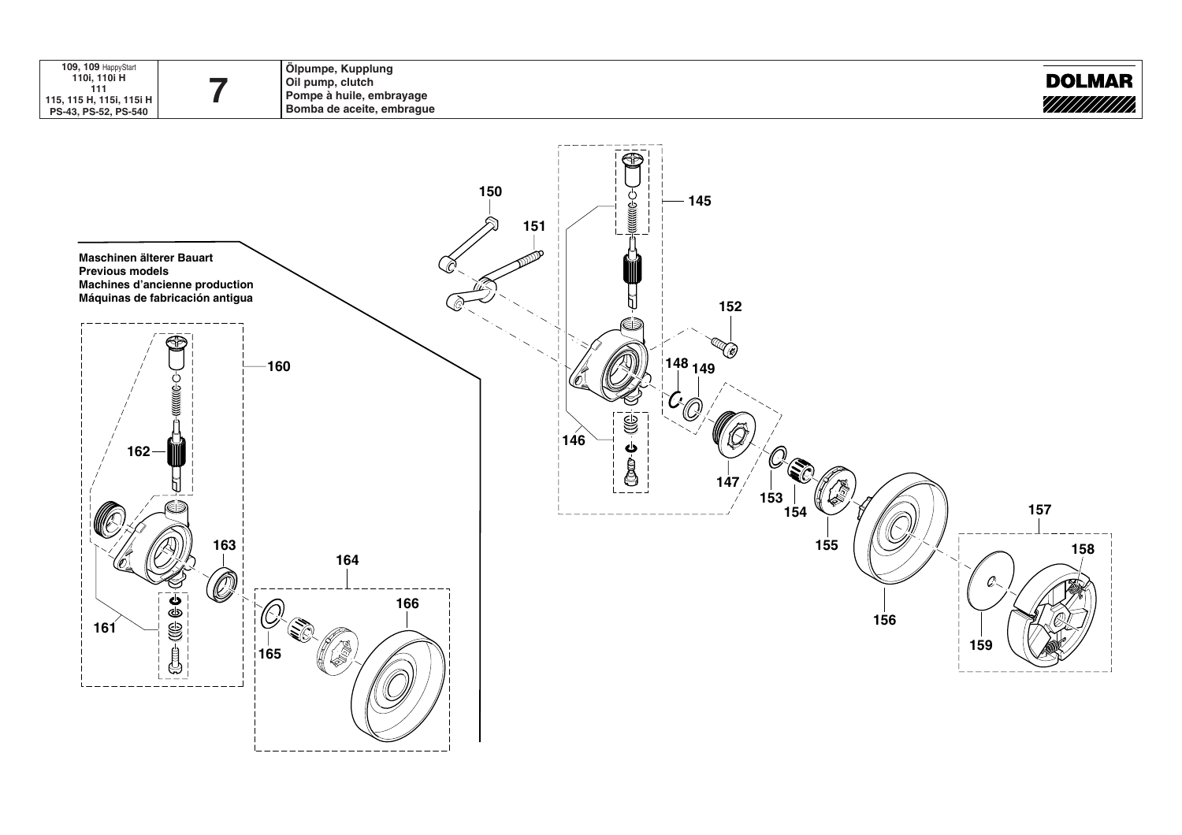| 109, 109 HappyStart<br>110i, 110i H<br>111<br>115, 115 H, 115i, 115i H<br>PS-43, PS-52, PS-540 | 7 | Ölpumpe, Kupplung<br>Oil pump, clutch<br>Pompe à huile, embrayage<br>Bomba de aceite, embrague | DOLMAR |
|---|---|---|---|

**Maschinen älterer Bauart**
**Previous models**
**Machines d'ancienne production**
**Máquinas de fabricación antigua**

145 146 147 148 149 150 151 152 153 154 155 156 157 158 159

160 161 162 163 164 165 166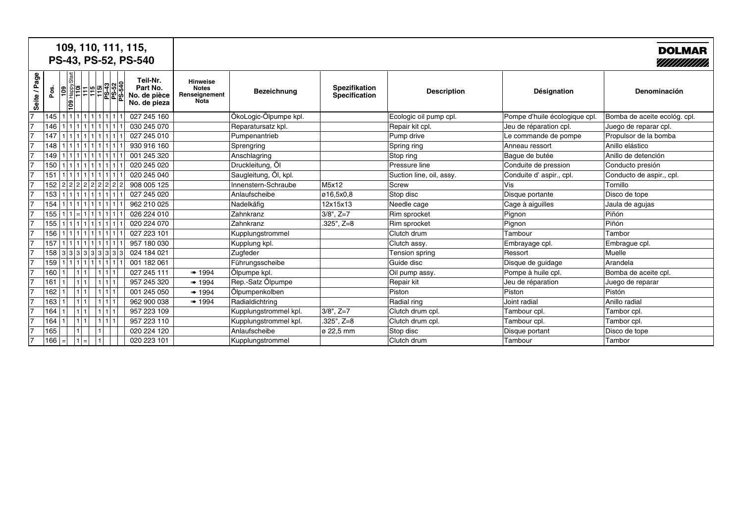# 109, 110, 111, 115, PS-43, PS-52, PS-540

**DOLMAR**

| Seite / Page | Pos. | 109 | 109 HappyStart | 110i | 111 | 115 | 115i | PS-43 | PS-52 | PS-540 | Teil-Nr. Part No. No. de pièce No. de pieza | Hinweise Notes Renseignement Nota | Bezeichnung | Spezifikation Specification | Description | Désignation | Denominación |
|---|---|---|---|---|---|---|---|---|---|---|---|---|---|---|---|---|---|
| 7 | 145 | 1 | 1 | 1 | 1 | 1 | 1 | 1 | 1 | 1 | 027 245 160 | | ÖkoLogic-Ölpumpe kpl. | | Ecologic oil pump cpl. | Pompe d'huile écologique cpl. | Bomba de aceite ecológ. cpl. |
| 7 | 146 | 1 | 1 | 1 | 1 | 1 | 1 | 1 | 1 | 1 | 030 245 070 | | Reparatursatz kpl. | | Repair kit cpl. | Jeu de réparation cpl. | Juego de reparar cpl. |
| 7 | 147 | 1 | 1 | 1 | 1 | 1 | 1 | 1 | 1 | 1 | 027 245 010 | | Pumpenantrieb | | Pump drive | Le commande de pompe | Propulsor de la bomba |
| 7 | 148 | 1 | 1 | 1 | 1 | 1 | 1 | 1 | 1 | 1 | 930 916 160 | | Sprengring | | Spring ring | Anneau ressort | Anillo elástico |
| 7 | 149 | 1 | 1 | 1 | 1 | 1 | 1 | 1 | 1 | 1 | 001 245 320 | | Anschlagring | | Stop ring | Bague de butée | Anillo de detención |
| 7 | 150 | 1 | 1 | 1 | 1 | 1 | 1 | 1 | 1 | 1 | 020 245 020 | | Druckleitung, Öl | | Pressure line | Conduite de pression | Conducto presión |
| 7 | 151 | 1 | 1 | 1 | 1 | 1 | 1 | 1 | 1 | 1 | 020 245 040 | | Saugleitung, Öl, kpl. | | Suction line, oil, assy. | Conduite d' aspir., cpl. | Conducto de aspir., cpl. |
| 7 | 152 | 2 | 2 | 2 | 2 | 2 | 2 | 2 | 2 | 2 | 908 005 125 | | Innenstern-Schraube | M5x12 | Screw | Vis | Tornillo |
| 7 | 153 | 1 | 1 | 1 | 1 | 1 | 1 | 1 | 1 | 1 | 027 245 020 | | Anlaufscheibe | ø16,5x0,8 | Stop disc | Disque portante | Disco de tope |
| 7 | 154 | 1 | 1 | 1 | 1 | 1 | 1 | 1 | 1 | 1 | 962 210 025 | | Nadelkäfig | 12x15x13 | Needle cage | Cage à aiguilles | Jaula de agujas |
| 7 | 155 | 1 | 1 | = | 1 | 1 | 1 | 1 | 1 | 1 | 026 224 010 | | Zahnkranz | 3/8", Z=7 | Rim sprocket | Pignon | Piñón |
| 7 | 155 | 1 | 1 | 1 | 1 | 1 | 1 | 1 | 1 | 1 | 020 224 070 | | Zahnkranz | .325", Z=8 | Rim sprocket | Pignon | Piñón |
| 7 | 156 | 1 | 1 | 1 | 1 | 1 | 1 | 1 | 1 | 1 | 027 223 101 | | Kupplungstrommel | | Clutch drum | Tambour | Tambor |
| 7 | 157 | 1 | 1 | 1 | 1 | 1 | 1 | 1 | 1 | 1 | 957 180 030 | | Kupplung kpl. | | Clutch assy. | Embrayage cpl. | Embrague cpl. |
| 7 | 158 | 3 | 3 | 3 | 3 | 3 | 3 | 3 | 3 | 3 | 024 184 021 | | Zugfeder | | Tension spring | Ressort | Muelle |
| 7 | 159 | 1 | 1 | 1 | 1 | 1 | 1 | 1 | 1 | 1 | 001 182 061 | | Führungsscheibe | | Guide disc | Disque de guidage | Arandela |
| 7 | 160 | 1 | | 1 | 1 | | | 1 | 1 | 1 | 027 245 111 | ➠ 1994 | Ölpumpe kpl. | | Oil pump assy. | Pompe à huile cpl. | Bomba de aceite cpl. |
| 7 | 161 | 1 | | 1 | 1 | | | 1 | 1 | 1 | 957 245 320 | ➠ 1994 | Rep.-Satz Ölpumpe | | Repair kit | Jeu de réparation | Juego de reparar |
| 7 | 162 | 1 | | 1 | 1 | | | 1 | 1 | 1 | 001 245 050 | ➠ 1994 | Ölpumpenkolben | | Piston | Piston | Pistón |
| 7 | 163 | 1 | | 1 | 1 | | | 1 | 1 | 1 | 962 900 038 | ➠ 1994 | Radialdichtring | | Radial ring | Joint radial | Anillo radial |
| 7 | 164 | 1 | | 1 | 1 | | | 1 | 1 | 1 | 957 223 109 | | Kupplungstrommel kpl. | 3/8", Z=7 | Clutch drum cpl. | Tambour cpl. | Tambor cpl. |
| 7 | 164 | 1 | | 1 | 1 | | | 1 | 1 | 1 | 957 223 110 | | Kupplungstrommel kpl. | .325", Z=8 | Clutch drum cpl. | Tambour cpl. | Tambor cpl. |
| 7 | 165 | | | 1 | | | | 1 | | | 020 224 120 | | Anlaufscheibe | ø 22,5 mm | Stop disc | Disque portant | Disco de tope |
| 7 | 166 | = | | 1 | = | | | 1 | | | 020 223 101 | | Kupplungstrommel | | Clutch drum | Tambour | Tambor |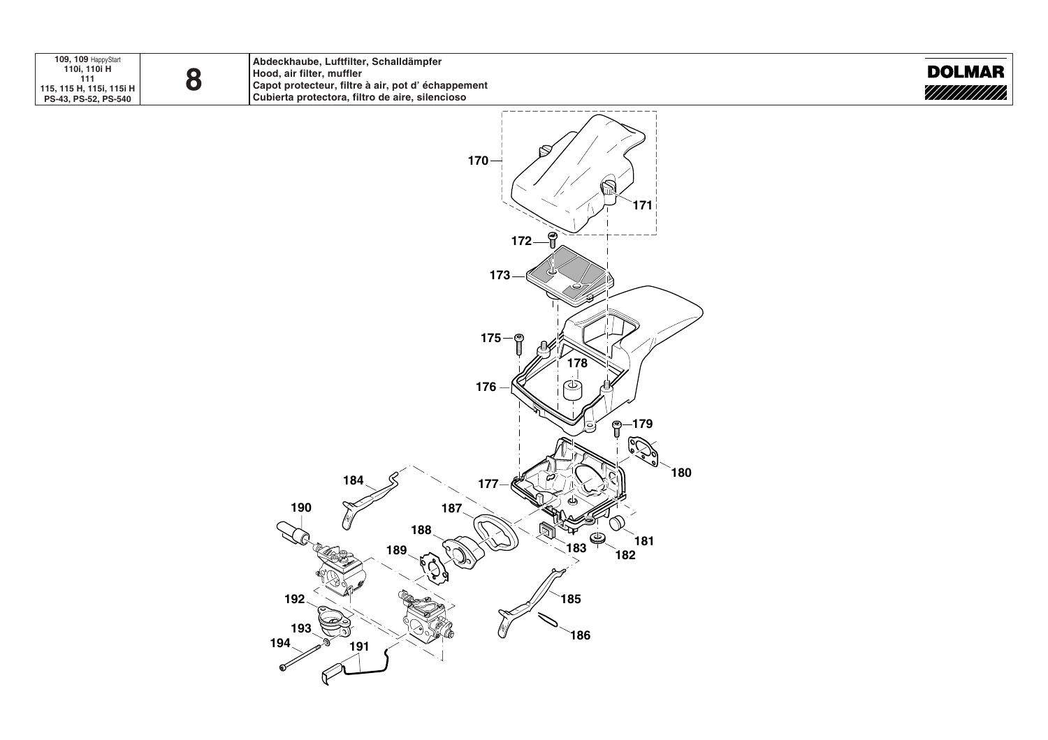| 109, 109 HappyStart<br>110i, 110i H<br>111<br>115, 115 H, 115i, 115i H<br>PS-43, PS-52, PS-540 | 8 | Abdeckhaube, Luftfilter, Schalldämpfer<br>Hood, air filter, muffler<br>Capot protecteur, filtre à air, pot d' échappement<br>Cubierta protectora, filtro de aire, silencioso | DOLMAR |
|---|---|---|---|

170
171
172
173
175
176
178
179
180
177
184
190
187
188
189
183
181
182
185
186
192
193
194
191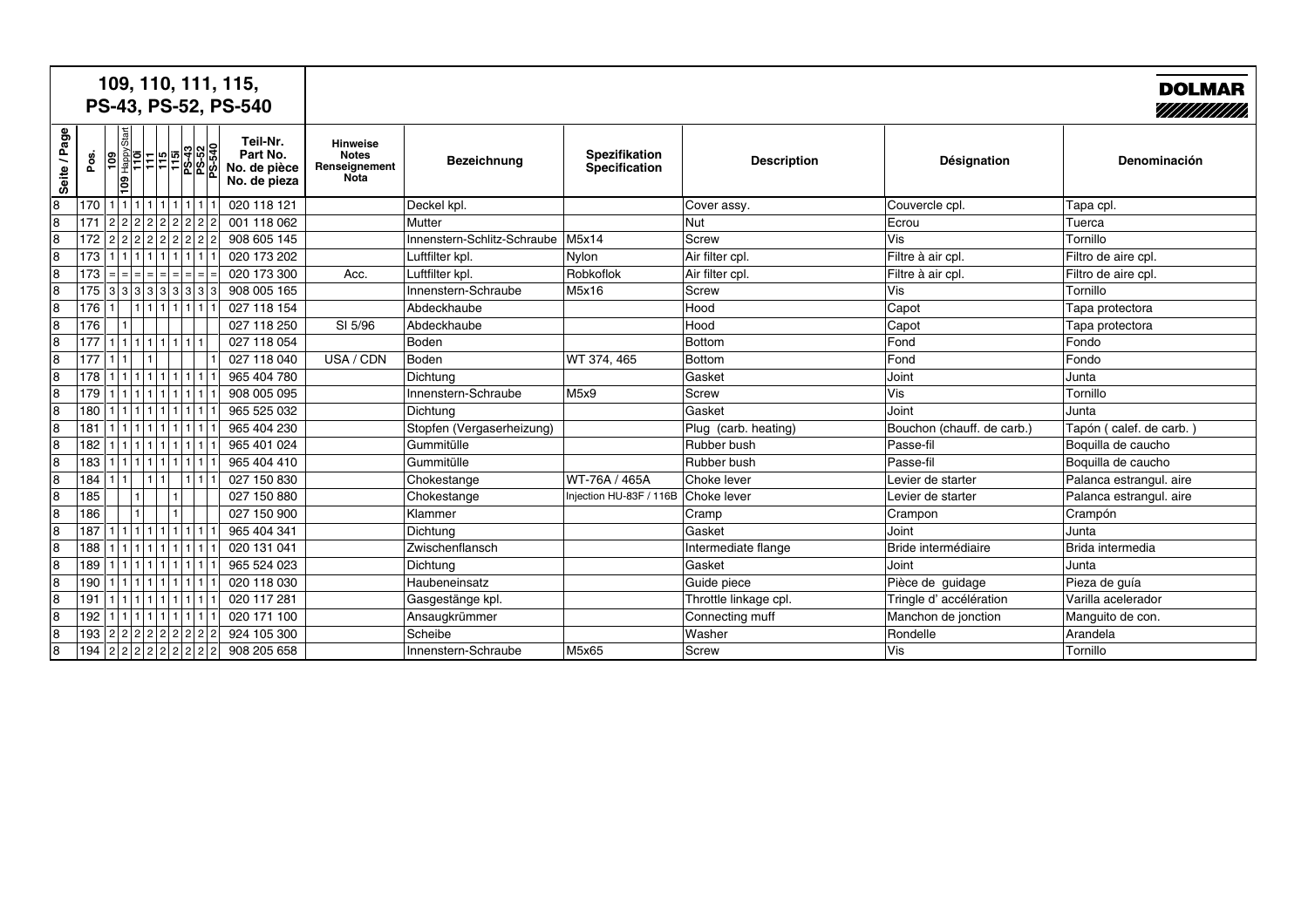# 109, 110, 111, 115, PS-43, PS-52, PS-540

**DOLMAR**

| Seite / Page | Pos. | 109 | 109 HappyStart | 110i | 111 | 115 | 115i | PS-43 | PS-52 | PS-540 | Teil-Nr. Part No. No. de pièce No. de pieza | Hinweise Notes Renseignement Nota | Bezeichnung | Spezifikation Specification | Description | Désignation | Denominación |
|---|---|---|---|---|---|---|---|---|---|---|---|---|---|---|---|---|---|
| 8 | 170 | 1 | 1 | 1 | 1 | 1 | 1 | 1 | 1 | 1 | 020 118 121 | | Deckel kpl. | | Cover assy. | Couvercle cpl. | Tapa cpl. |
| 8 | 171 | 2 | 2 | 2 | 2 | 2 | 2 | 2 | 2 | 2 | 001 118 062 | | Mutter | | Nut | Ecrou | Tuerca |
| 8 | 172 | 2 | 2 | 2 | 2 | 2 | 2 | 2 | 2 | 2 | 908 605 145 | | Innenstern-Schlitz-Schraube | M5x14 | Screw | Vis | Tornillo |
| 8 | 173 | 1 | 1 | 1 | 1 | 1 | 1 | 1 | 1 | 1 | 020 173 202 | | Luftfilter kpl. | Nylon | Air filter cpl. | Filtre à air cpl. | Filtro de aire cpl. |
| 8 | 173 | = | = | = | = | = | = | = | = | = | 020 173 300 | Acc. | Luftfilter kpl. | Robkoflok | Air filter cpl. | Filtre à air cpl. | Filtro de aire cpl. |
| 8 | 175 | 3 | 3 | 3 | 3 | 3 | 3 | 3 | 3 | 3 | 908 005 165 | | Innenstern-Schraube | M5x16 | Screw | Vis | Tornillo |
| 8 | 176 | 1 | | 1 | 1 | 1 | 1 | 1 | 1 | 1 | 027 118 154 | | Abdeckhaube | | Hood | Capot | Tapa protectora |
| 8 | 176 | | 1 | | | | | | | | 027 118 250 | SI 5/96 | Abdeckhaube | | Hood | Capot | Tapa protectora |
| 8 | 177 | 1 | 1 | 1 | 1 | 1 | 1 | 1 | 1 | | 027 118 054 | | Boden | | Bottom | Fond | Fondo |
| 8 | 177 | 1 | 1 | | 1 | | | | | 1 | 027 118 040 | USA / CDN | Boden | WT 374, 465 | Bottom | Fond | Fondo |
| 8 | 178 | 1 | 1 | 1 | 1 | 1 | 1 | 1 | 1 | 1 | 965 404 780 | | Dichtung | | Gasket | Joint | Junta |
| 8 | 179 | 1 | 1 | 1 | 1 | 1 | 1 | 1 | 1 | 1 | 908 005 095 | | Innenstern-Schraube | M5x9 | Screw | Vis | Tornillo |
| 8 | 180 | 1 | 1 | 1 | 1 | 1 | 1 | 1 | 1 | 1 | 965 525 032 | | Dichtung | | Gasket | Joint | Junta |
| 8 | 181 | 1 | 1 | 1 | 1 | 1 | 1 | 1 | 1 | 1 | 965 404 230 | | Stopfen (Vergaserheizung) | | Plug (carb. heating) | Bouchon (chauff. de carb.) | Tapón ( calef. de carb. ) |
| 8 | 182 | 1 | 1 | 1 | 1 | 1 | 1 | 1 | 1 | 1 | 965 401 024 | | Gummitülle | | Rubber bush | Passe-fil | Boquilla de caucho |
| 8 | 183 | 1 | 1 | 1 | 1 | 1 | 1 | 1 | 1 | 1 | 965 404 410 | | Gummitülle | | Rubber bush | Passe-fil | Boquilla de caucho |
| 8 | 184 | 1 | 1 | | 1 | 1 | | 1 | 1 | 1 | 027 150 830 | | Chokestange | WT-76A / 465A | Choke lever | Levier de starter | Palanca estrangul. aire |
| 8 | 185 | | | 1 | | | 1 | | | | 027 150 880 | | Chokestange | Injection HU-83F / 116B | Choke lever | Levier de starter | Palanca estrangul. aire |
| 8 | 186 | | | 1 | | | 1 | | | | 027 150 900 | | Klammer | | Cramp | Crampon | Crampón |
| 8 | 187 | 1 | 1 | 1 | 1 | 1 | 1 | 1 | 1 | 1 | 965 404 341 | | Dichtung | | Gasket | Joint | Junta |
| 8 | 188 | 1 | 1 | 1 | 1 | 1 | 1 | 1 | 1 | 1 | 020 131 041 | | Zwischenflansch | | Intermediate flange | Bride intermédiaire | Brida intermedia |
| 8 | 189 | 1 | 1 | 1 | 1 | 1 | 1 | 1 | 1 | 1 | 965 524 023 | | Dichtung | | Gasket | Joint | Junta |
| 8 | 190 | 1 | 1 | 1 | 1 | 1 | 1 | 1 | 1 | 1 | 020 118 030 | | Haubeneinsatz | | Guide piece | Pièce de guidage | Pieza de guía |
| 8 | 191 | 1 | 1 | 1 | 1 | 1 | 1 | 1 | 1 | 1 | 020 117 281 | | Gasgestänge kpl. | | Throttle linkage cpl. | Tringle d' accélération | Varilla acelerador |
| 8 | 192 | 1 | 1 | 1 | 1 | 1 | 1 | 1 | 1 | 1 | 020 171 100 | | Ansaugkrümmer | | Connecting muff | Manchon de jonction | Manguito de con. |
| 8 | 193 | 2 | 2 | 2 | 2 | 2 | 2 | 2 | 2 | 2 | 924 105 300 | | Scheibe | | Washer | Rondelle | Arandela |
| 8 | 194 | 2 | 2 | 2 | 2 | 2 | 2 | 2 | 2 | 2 | 908 205 658 | | Innenstern-Schraube | M5x65 | Screw | Vis | Tornillo |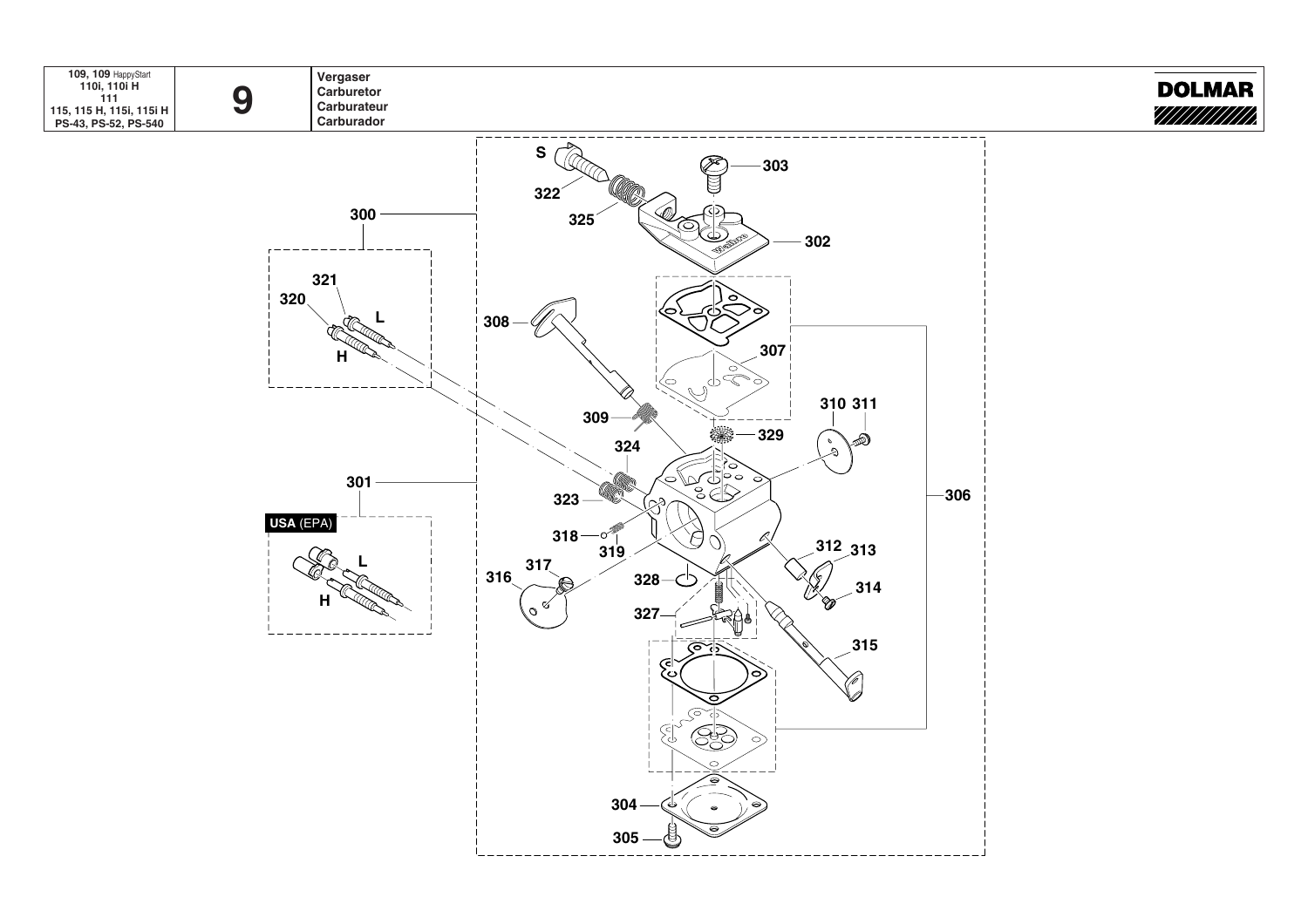| 109, 109 HappyStart<br>110i, 110i H<br>111<br>115, 115 H, 115i, 115i H<br>PS-43, PS-52, PS-540 | 9 | Vergaser<br>Carburetor<br>Carburateur<br>Carburador |
| --- | --- | --- |

DOLMAR

S 303 322 325 300 302 321 320 L H 308 307 310 311 309 329 324 306 301 323 USA (EPA) 318 319 312 313 L 316 317 328 314 H 327 315 304 305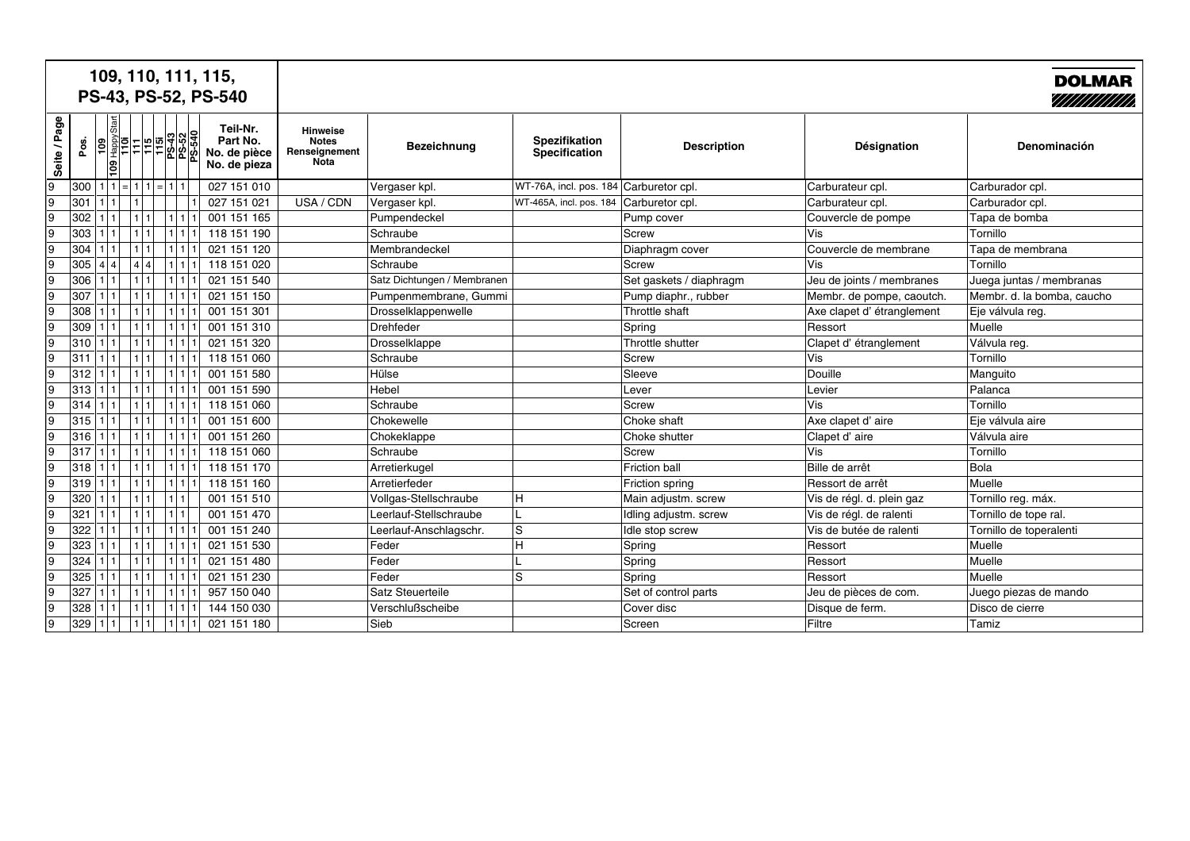# 109, 110, 111, 115, PS-43, PS-52, PS-540

**DOLMAR**

| Seite / Page | Pos. | 109 | 109 HappyStart | 110i | 111 | 115 | 115i | PS-43 | PS-52 | PS-540 | Teil-Nr. Part No. No. de pièce No. de pieza | Hinweise Notes Renseignement Nota | Bezeichnung | Spezifikation Specification | Description | Désignation | Denominación |
|---|---|---|---|---|---|---|---|---|---|---|---|---|---|---|---|---|---|
| 9 | 300 | 1 | 1 | = | 1 | 1 | = | 1 | 1 | | 027 151 010 | | Vergaser kpl. | WT-76A, incl. pos. 184 | Carburetor cpl. | Carburateur cpl. | Carburador cpl. |
| 9 | 301 | 1 | 1 | | 1 | | | | | 1 | 027 151 021 | USA / CDN | Vergaser kpl. | WT-465A, incl. pos. 184 | Carburetor cpl. | Carburateur cpl. | Carburador cpl. |
| 9 | 302 | 1 | 1 | | 1 | 1 | | 1 | 1 | 1 | 001 151 165 | | Pumpendeckel | | Pump cover | Couvercle de pompe | Tapa de bomba |
| 9 | 303 | 1 | 1 | | 1 | 1 | | 1 | 1 | 1 | 118 151 190 | | Schraube | | Screw | Vis | Tornillo |
| 9 | 304 | 1 | 1 | | 1 | 1 | | 1 | 1 | 1 | 021 151 120 | | Membrandeckel | | Diaphragm cover | Couvercle de membrane | Tapa de membrana |
| 9 | 305 | 4 | 4 | | 4 | 4 | | 1 | 1 | 1 | 118 151 020 | | Schraube | | Screw | Vis | Tornillo |
| 9 | 306 | 1 | 1 | | 1 | 1 | | 1 | 1 | 1 | 021 151 540 | | Satz Dichtungen / Membranen | | Set gaskets / diaphragm | Jeu de joints / membranes | Juega juntas / membranas |
| 9 | 307 | 1 | 1 | | 1 | 1 | | 1 | 1 | 1 | 021 151 150 | | Pumpenmembrane, Gummi | | Pump diaphr., rubber | Membr. de pompe, caoutch. | Membr. d. la bomba, caucho |
| 9 | 308 | 1 | 1 | | 1 | 1 | | 1 | 1 | 1 | 001 151 301 | | Drosselklappenwelle | | Throttle shaft | Axe clapet d' étranglement | Eje válvula reg. |
| 9 | 309 | 1 | 1 | | 1 | 1 | | 1 | 1 | 1 | 001 151 310 | | Drehfeder | | Spring | Ressort | Muelle |
| 9 | 310 | 1 | 1 | | 1 | 1 | | 1 | 1 | 1 | 021 151 320 | | Drosselklappe | | Throttle shutter | Clapet d' étranglement | Válvula reg. |
| 9 | 311 | 1 | 1 | | 1 | 1 | | 1 | 1 | 1 | 118 151 060 | | Schraube | | Screw | Vis | Tornillo |
| 9 | 312 | 1 | 1 | | 1 | 1 | | 1 | 1 | 1 | 001 151 580 | | Hülse | | Sleeve | Douille | Manguito |
| 9 | 313 | 1 | 1 | | 1 | 1 | | 1 | 1 | 1 | 001 151 590 | | Hebel | | Lever | Levier | Palanca |
| 9 | 314 | 1 | 1 | | 1 | 1 | | 1 | 1 | 1 | 118 151 060 | | Schraube | | Screw | Vis | Tornillo |
| 9 | 315 | 1 | 1 | | 1 | 1 | | 1 | 1 | 1 | 001 151 600 | | Chokewelle | | Choke shaft | Axe clapet d' aire | Eje válvula aire |
| 9 | 316 | 1 | 1 | | 1 | 1 | | 1 | 1 | 1 | 001 151 260 | | Chokeklappe | | Choke shutter | Clapet d' aire | Válvula aire |
| 9 | 317 | 1 | 1 | | 1 | 1 | | 1 | 1 | 1 | 118 151 060 | | Schraube | | Screw | Vis | Tornillo |
| 9 | 318 | 1 | 1 | | 1 | 1 | | 1 | 1 | 1 | 118 151 170 | | Arretierkugel | | Friction ball | Bille de arrêt | Bola |
| 9 | 319 | 1 | 1 | | 1 | 1 | | 1 | 1 | 1 | 118 151 160 | | Arretierfeder | | Friction spring | Ressort de arrêt | Muelle |
| 9 | 320 | 1 | 1 | | 1 | 1 | | 1 | 1 | | 001 151 510 | | Vollgas-Stellschraube | H | Main adjustm. screw | Vis de régl. d. plein gaz | Tornillo reg. máx. |
| 9 | 321 | 1 | 1 | | 1 | 1 | | 1 | 1 | | 001 151 470 | | Leerlauf-Stellschraube | L | Idling adjustm. screw | Vis de régl. de ralenti | Tornillo de tope ral. |
| 9 | 322 | 1 | 1 | | 1 | 1 | | 1 | 1 | 1 | 001 151 240 | | Leerlauf-Anschlagschr. | S | Idle stop screw | Vis de butée de ralenti | Tornillo de toperalenti |
| 9 | 323 | 1 | 1 | | 1 | 1 | | 1 | 1 | 1 | 021 151 530 | | Feder | H | Spring | Ressort | Muelle |
| 9 | 324 | 1 | 1 | | 1 | 1 | | 1 | 1 | 1 | 021 151 480 | | Feder | L | Spring | Ressort | Muelle |
| 9 | 325 | 1 | 1 | | 1 | 1 | | 1 | 1 | 1 | 021 151 230 | | Feder | S | Spring | Ressort | Muelle |
| 9 | 327 | 1 | 1 | | 1 | 1 | | 1 | 1 | 1 | 957 150 040 | | Satz Steuerteile | | Set of control parts | Jeu de pièces de com. | Juego piezas de mando |
| 9 | 328 | 1 | 1 | | 1 | 1 | | 1 | 1 | 1 | 144 150 030 | | Verschlußscheibe | | Cover disc | Disque de ferm. | Disco de cierre |
| 9 | 329 | 1 | 1 | | 1 | 1 | | 1 | 1 | 1 | 021 151 180 | | Sieb | | Screen | Filtre | Tamiz |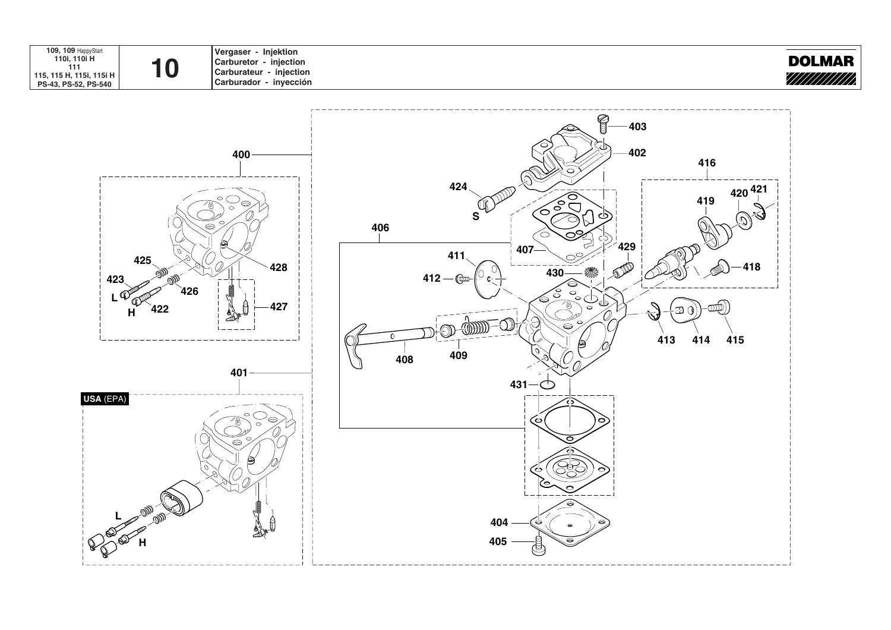| 109, 109 HappyStart<br>110i, 110i H<br>111<br>115, 115 H, 115i, 115i H<br>PS-43, PS-52, PS-540 | 10 | Vergaser - Injektion<br>Carburetor - injection<br>Carburateur - injection<br>Carburador - inyección | DOLMAR |
|---|---|---|---|

400
401
402
403
404
405
406
407
408
409
411
412
413
414
415
416
418
419
420
421
422
423
424
425
426
427
428
429
430
431

L
H
S

**USA** (EPA)

L
H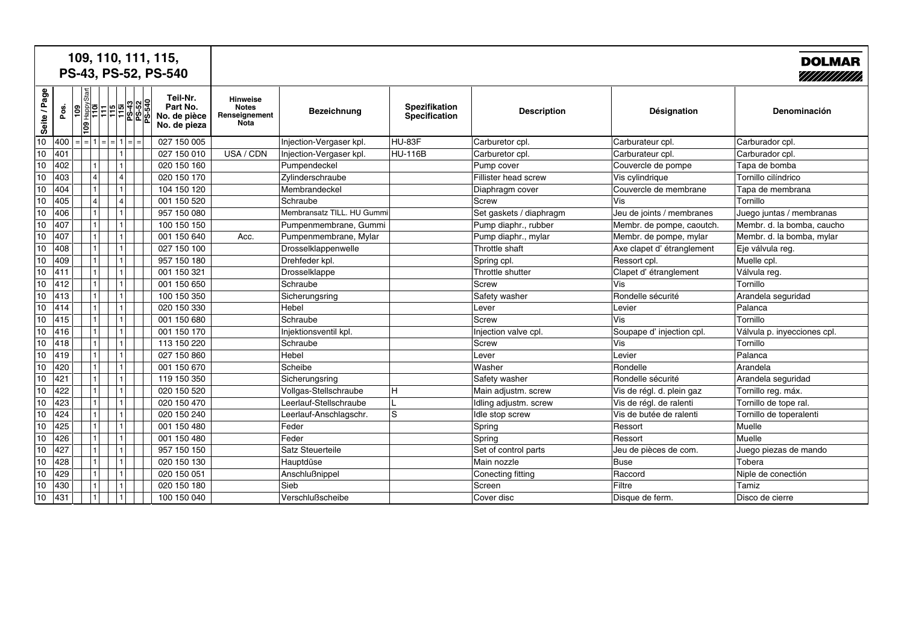# 109, 110, 111, 115, PS-43, PS-52, PS-540

**DOLMAR**

| Seite / Page | Pos. | 109 | 109 HappyStart | 110i | 111 | 115 | 115i | PS-43 | PS-52 | PS-540 | Teil-Nr. Part No. No. de pièce No. de pieza | Hinweise Notes Renseignement Nota | Bezeichnung | Spezifikation Specification | Description | Désignation | Denominación |
|---|---|---|---|---|---|---|---|---|---|---|---|---|---|---|---|---|---|
| 10 | 400 | = | = | 1 | = | = | 1 | = | = | | 027 150 005 | | Injection-Vergaser kpl. | HU-83F | Carburetor cpl. | Carburateur cpl. | Carburador cpl. |
| 10 | 401 | | | | | | 1 | | | | 027 150 010 | USA / CDN | Injection-Vergaser kpl. | HU-116B | Carburetor cpl. | Carburateur cpl. | Carburador cpl. |
| 10 | 402 | | | 1 | | | 1 | | | | 020 150 160 | | Pumpendeckel | | Pump cover | Couvercle de pompe | Tapa de bomba |
| 10 | 403 | | | 4 | | | 4 | | | | 020 150 170 | | Zylinderschraube | | Fillister head screw | Vis cylindrique | Tornillo cilíndrico |
| 10 | 404 | | | 1 | | | 1 | | | | 104 150 120 | | Membrandeckel | | Diaphragm cover | Couvercle de membrane | Tapa de membrana |
| 10 | 405 | | | 4 | | | 4 | | | | 001 150 520 | | Schraube | | Screw | Vis | Tornillo |
| 10 | 406 | | | 1 | | | 1 | | | | 957 150 080 | | Membransatz TILL. HU Gummi | | Set gaskets / diaphragm | Jeu de joints / membranes | Juego juntas / membranas |
| 10 | 407 | | | 1 | | | 1 | | | | 100 150 150 | | Pumpenmembrane, Gummi | | Pump diaphr., rubber | Membr. de pompe, caoutch. | Membr. d. la bomba, caucho |
| 10 | 407 | | | 1 | | | 1 | | | | 001 150 640 | Acc. | Pumpenmembrane, Mylar | | Pump diaphr., mylar | Membr. de pompe, mylar | Membr. d. la bomba, mylar |
| 10 | 408 | | | 1 | | | 1 | | | | 027 150 100 | | Drosselklappenwelle | | Throttle shaft | Axe clapet d' étranglement | Eje válvula reg. |
| 10 | 409 | | | 1 | | | 1 | | | | 957 150 180 | | Drehfeder kpl. | | Spring cpl. | Ressort cpl. | Muelle cpl. |
| 10 | 411 | | | 1 | | | 1 | | | | 001 150 321 | | Drosselklappe | | Throttle shutter | Clapet d' étranglement | Válvula reg. |
| 10 | 412 | | | 1 | | | 1 | | | | 001 150 650 | | Schraube | | Screw | Vis | Tornillo |
| 10 | 413 | | | 1 | | | 1 | | | | 100 150 350 | | Sicherungsring | | Safety washer | Rondelle sécurité | Arandela seguridad |
| 10 | 414 | | | 1 | | | 1 | | | | 020 150 330 | | Hebel | | Lever | Levier | Palanca |
| 10 | 415 | | | 1 | | | 1 | | | | 001 150 680 | | Schraube | | Screw | Vis | Tornillo |
| 10 | 416 | | | 1 | | | 1 | | | | 001 150 170 | | Injektionsventil kpl. | | Injection valve cpl. | Soupape d' injection cpl. | Válvula p. inyecciones cpl. |
| 10 | 418 | | | 1 | | | 1 | | | | 113 150 220 | | Schraube | | Screw | Vis | Tornillo |
| 10 | 419 | | | 1 | | | 1 | | | | 027 150 860 | | Hebel | | Lever | Levier | Palanca |
| 10 | 420 | | | 1 | | | 1 | | | | 001 150 670 | | Scheibe | | Washer | Rondelle | Arandela |
| 10 | 421 | | | 1 | | | 1 | | | | 119 150 350 | | Sicherungsring | | Safety washer | Rondelle sécurité | Arandela seguridad |
| 10 | 422 | | | 1 | | | 1 | | | | 020 150 520 | | Vollgas-Stellschraube | H | Main adjustm. screw | Vis de régl. d. plein gaz | Tornillo reg. máx. |
| 10 | 423 | | | 1 | | | 1 | | | | 020 150 470 | | Leerlauf-Stellschraube | L | Idling adjustm. screw | Vis de régl. de ralenti | Tornillo de tope ral. |
| 10 | 424 | | | 1 | | | 1 | | | | 020 150 240 | | Leerlauf-Anschlagschr. | S | Idle stop screw | Vis de butée de ralenti | Tornillo de toperalenti |
| 10 | 425 | | | 1 | | | 1 | | | | 001 150 480 | | Feder | | Spring | Ressort | Muelle |
| 10 | 426 | | | 1 | | | 1 | | | | 001 150 480 | | Feder | | Spring | Ressort | Muelle |
| 10 | 427 | | | 1 | | | 1 | | | | 957 150 150 | | Satz Steuerteile | | Set of control parts | Jeu de pièces de com. | Juego piezas de mando |
| 10 | 428 | | | 1 | | | 1 | | | | 020 150 130 | | Hauptdüse | | Main nozzle | Buse | Tobera |
| 10 | 429 | | | 1 | | | 1 | | | | 020 150 051 | | Anschlußnippel | | Conecting fitting | Raccord | Niple de conectión |
| 10 | 430 | | | 1 | | | 1 | | | | 020 150 180 | | Sieb | | Screen | Filtre | Tamiz |
| 10 | 431 | | | 1 | | | 1 | | | | 100 150 040 | | Verschlußscheibe | | Cover disc | Disque de ferm. | Disco de cierre |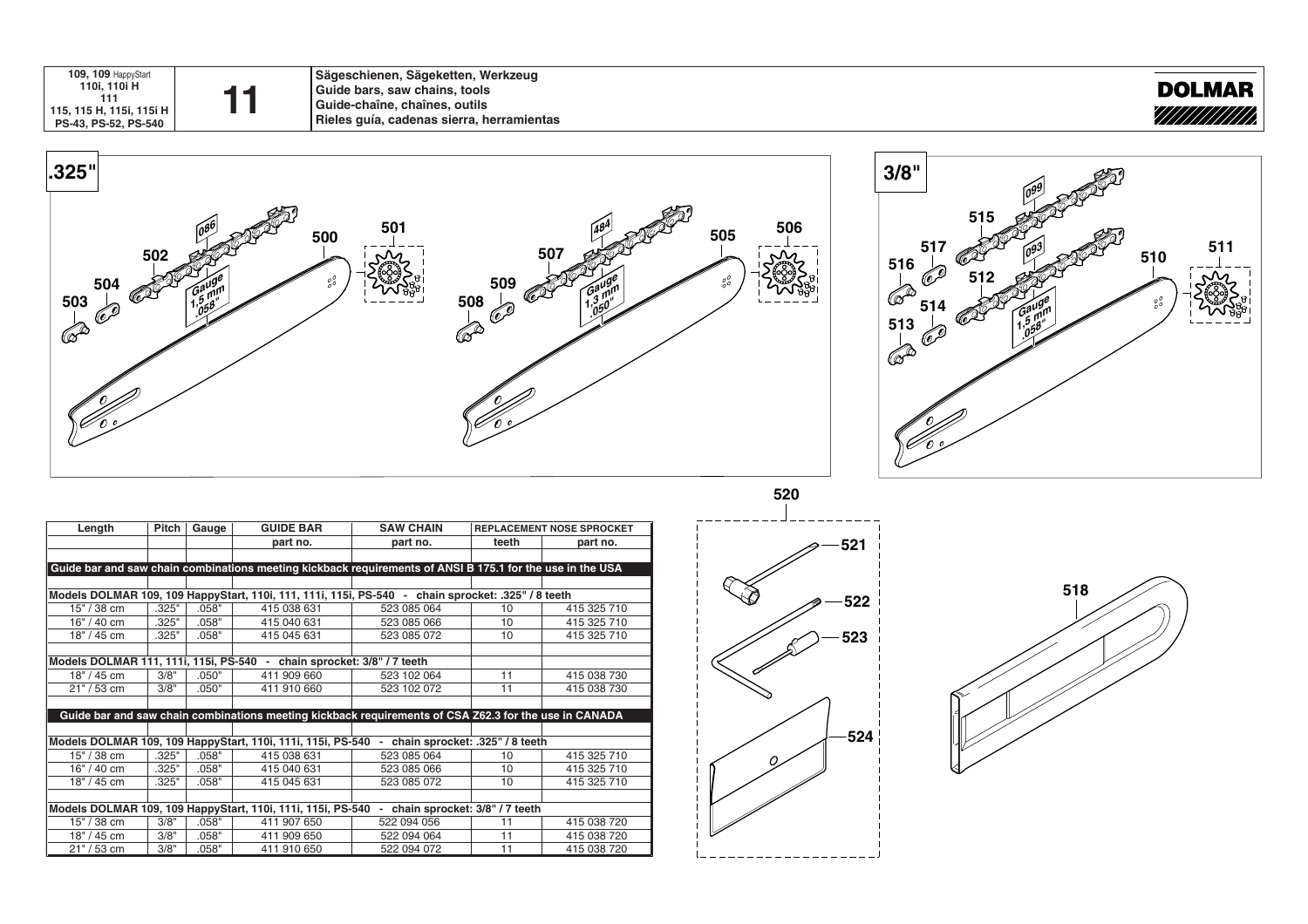| 109, 109 HappyStart<br>110i, 110i H<br>111<br>115, 115 H, 115i, 115i H<br>PS-43, PS-52, PS-540 | 11 | Sägeschienen, Sägeketten, Werkzeug<br>Guide bars, saw chains, tools<br>Guide-chaîne, chaînes, outils<br>Rieles guía, cadenas sierra, herramientas |
|---|---|---|

**DOLMAR**

**.325"**

502, 086, 500, 501, 504, 503, Gauge 1,5 mm .058"

507, 484, 505, 506, 509, 508, Gauge 1,3 mm .050"

**3/8"**

515, 099, 517, 093, 510, 511, 516, 512, 514, 513, Gauge 1,5 mm .058"

520, 521, 522, 523, 524, 518

| Length | Pitch | Gauge | GUIDE BAR | SAW CHAIN | REPLACEMENT NOSE SPROCKET | |
|---|---|---|---|---|---|---|
| | | | part no. | part no. | teeth | part no. |
| **Guide bar and saw chain combinations meeting kickback requirements of ANSI B 175.1 for the use in the USA** | | | | | | |
| **Models DOLMAR 109, 109 HappyStart, 110i, 111, 111i, 115i, PS-540 - chain sprocket: .325" / 8 teeth** | | | | | | |
| 15" / 38 cm | .325" | .058" | 415 038 631 | 523 085 064 | 10 | 415 325 710 |
| 16" / 40 cm | .325" | .058" | 415 040 631 | 523 085 066 | 10 | 415 325 710 |
| 18" / 45 cm | .325" | .058" | 415 045 631 | 523 085 072 | 10 | 415 325 710 |
| **Models DOLMAR 111, 111i, 115i, PS-540 - chain sprocket: 3/8" / 7 teeth** | | | | | | |
| 18" / 45 cm | 3/8" | .050" | 411 909 660 | 523 102 064 | 11 | 415 038 730 |
| 21" / 53 cm | 3/8" | .050" | 411 910 660 | 523 102 072 | 11 | 415 038 730 |
| **Guide bar and saw chain combinations meeting kickback requirements of CSA Z62.3 for the use in CANADA** | | | | | | |
| **Models DOLMAR 109, 109 HappyStart, 110i, 111i, 115i, PS-540 - chain sprocket: .325" / 8 teeth** | | | | | | |
| 15" / 38 cm | .325" | .058" | 415 038 631 | 523 085 064 | 10 | 415 325 710 |
| 16" / 40 cm | .325" | .058" | 415 040 631 | 523 085 066 | 10 | 415 325 710 |
| 18" / 45 cm | .325" | .058" | 415 045 631 | 523 085 072 | 10 | 415 325 710 |
| **Models DOLMAR 109, 109 HappyStart, 110i, 111i, 115i, PS-540 - chain sprocket: 3/8" / 7 teeth** | | | | | | |
| 15" / 38 cm | 3/8" | .058" | 411 907 650 | 522 094 056 | 11 | 415 038 720 |
| 18" / 45 cm | 3/8" | .058" | 411 909 650 | 522 094 064 | 11 | 415 038 720 |
| 21" / 53 cm | 3/8" | .058" | 411 910 650 | 522 094 072 | 11 | 415 038 720 |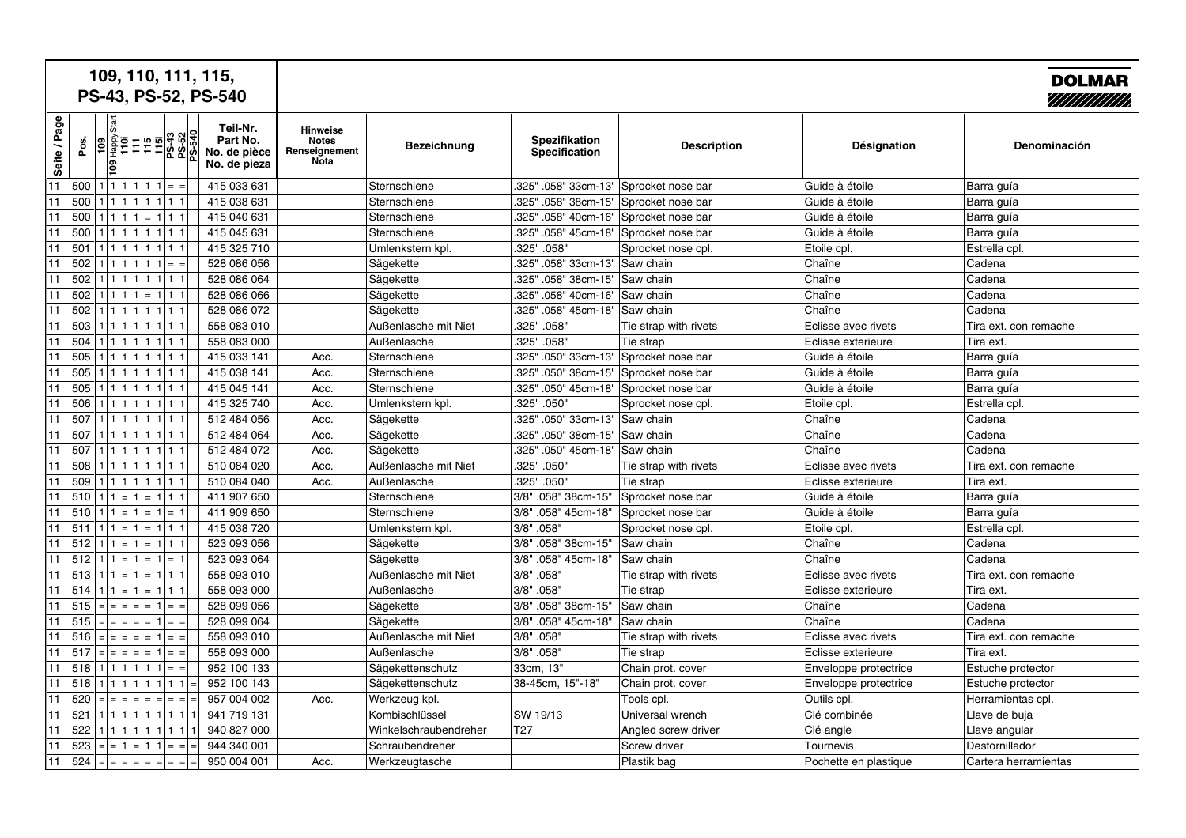# 109, 110, 111, 115, PS-43, PS-52, PS-540

**DOLMAR**

| Seite / Page | Pos. | 109 | 109 HappyStart | 110i | 111 | 115 | 115i | PS-43 | PS-52 | PS-540 | | Teil-Nr. Part No. No. de pièce No. de pieza | Hinweise Notes Renseignement Nota | Bezeichnung | Spezifikation Specification | Description | Désignation | Denominación |
|---|---|---|---|---|---|---|---|---|---|---|---|---|---|---|---|---|---|---|
| 11 | 500 | 1 | 1 | 1 | 1 | 1 | 1 | 1 | = | = | | 415 033 631 | | Sternschiene | .325" .058" 33cm-13" | Sprocket nose bar | Guide à étoile | Barra guía |
| 11 | 500 | 1 | 1 | 1 | 1 | 1 | 1 | 1 | 1 | 1 | | 415 038 631 | | Sternschiene | .325" .058" 38cm-15" | Sprocket nose bar | Guide à étoile | Barra guía |
| 11 | 500 | 1 | 1 | 1 | 1 | = | 1 | 1 | 1 | 1 | | 415 040 631 | | Sternschiene | .325" .058" 40cm-16" | Sprocket nose bar | Guide à étoile | Barra guía |
| 11 | 500 | 1 | 1 | 1 | 1 | 1 | 1 | 1 | 1 | 1 | | 415 045 631 | | Sternschiene | .325" .058" 45cm-18" | Sprocket nose bar | Guide à étoile | Barra guía |
| 11 | 501 | 1 | 1 | 1 | 1 | 1 | 1 | 1 | 1 | 1 | | 415 325 710 | | Umlenkstern kpl. | .325" .058" | Sprocket nose cpl. | Etoile cpl. | Estrella cpl. |
| 11 | 502 | 1 | 1 | 1 | 1 | 1 | 1 | 1 | = | = | | 528 086 056 | | Sägekette | .325" .058" 33cm-13" | Saw chain | Chaîne | Cadena |
| 11 | 502 | 1 | 1 | 1 | 1 | 1 | 1 | 1 | 1 | 1 | | 528 086 064 | | Sägekette | .325" .058" 38cm-15" | Saw chain | Chaîne | Cadena |
| 11 | 502 | 1 | 1 | 1 | 1 | = | 1 | 1 | 1 | 1 | | 528 086 066 | | Sägekette | .325" .058" 40cm-16" | Saw chain | Chaîne | Cadena |
| 11 | 502 | 1 | 1 | 1 | 1 | 1 | 1 | 1 | 1 | 1 | | 528 086 072 | | Sägekette | .325" .058" 45cm-18" | Saw chain | Chaîne | Cadena |
| 11 | 503 | 1 | 1 | 1 | 1 | 1 | 1 | 1 | 1 | 1 | | 558 083 010 | | Außenlasche mit Niet | .325" .058" | Tie strap with rivets | Eclisse avec rivets | Tira ext. con remache |
| 11 | 504 | 1 | 1 | 1 | 1 | 1 | 1 | 1 | 1 | 1 | | 558 083 000 | | Außenlasche | .325" .058" | Tie strap | Eclisse exterieure | Tira ext. |
| 11 | 505 | 1 | 1 | 1 | 1 | 1 | 1 | 1 | 1 | 1 | | 415 033 141 | Acc. | Sternschiene | .325" .050" 33cm-13" | Sprocket nose bar | Guide à étoile | Barra guía |
| 11 | 505 | 1 | 1 | 1 | 1 | 1 | 1 | 1 | 1 | 1 | | 415 038 141 | Acc. | Sternschiene | .325" .050" 38cm-15" | Sprocket nose bar | Guide à étoile | Barra guía |
| 11 | 505 | 1 | 1 | 1 | 1 | 1 | 1 | 1 | 1 | 1 | | 415 045 141 | Acc. | Sternschiene | .325" .050" 45cm-18" | Sprocket nose bar | Guide à étoile | Barra guía |
| 11 | 506 | 1 | 1 | 1 | 1 | 1 | 1 | 1 | 1 | 1 | | 415 325 740 | Acc. | Umlenkstern kpl. | .325" .050" | Sprocket nose cpl. | Etoile cpl. | Estrella cpl. |
| 11 | 507 | 1 | 1 | 1 | 1 | 1 | 1 | 1 | 1 | 1 | | 512 484 056 | Acc. | Sägekette | .325" .050" 33cm-13" | Saw chain | Chaîne | Cadena |
| 11 | 507 | 1 | 1 | 1 | 1 | 1 | 1 | 1 | 1 | 1 | | 512 484 064 | Acc. | Sägekette | .325" .050" 38cm-15" | Saw chain | Chaîne | Cadena |
| 11 | 507 | 1 | 1 | 1 | 1 | 1 | 1 | 1 | 1 | 1 | | 512 484 072 | Acc. | Sägekette | .325" .050" 45cm-18" | Saw chain | Chaîne | Cadena |
| 11 | 508 | 1 | 1 | 1 | 1 | 1 | 1 | 1 | 1 | 1 | | 510 084 020 | Acc. | Außenlasche mit Niet | .325" .050" | Tie strap with rivets | Eclisse avec rivets | Tira ext. con remache |
| 11 | 509 | 1 | 1 | 1 | 1 | 1 | 1 | 1 | 1 | 1 | | 510 084 040 | Acc. | Außenlasche | .325" .050" | Tie strap | Eclisse exterieure | Tira ext. |
| 11 | 510 | 1 | 1 | = | 1 | = | 1 | 1 | 1 | 1 | | 411 907 650 | | Sternschiene | 3/8" .058" 38cm-15" | Sprocket nose bar | Guide à étoile | Barra guía |
| 11 | 510 | 1 | 1 | = | 1 | = | 1 | 1 | = | 1 | | 411 909 650 | | Sternschiene | 3/8" .058" 45cm-18" | Sprocket nose bar | Guide à étoile | Barra guía |
| 11 | 511 | 1 | 1 | = | 1 | = | 1 | 1 | 1 | 1 | | 415 038 720 | | Umlenkstern kpl. | 3/8" .058" | Sprocket nose cpl. | Etoile cpl. | Estrella cpl. |
| 11 | 512 | 1 | 1 | = | 1 | = | 1 | 1 | 1 | 1 | | 523 093 056 | | Sägekette | 3/8" .058" 38cm-15" | Saw chain | Chaîne | Cadena |
| 11 | 512 | 1 | 1 | = | 1 | = | 1 | 1 | = | 1 | | 523 093 064 | | Sägekette | 3/8" .058" 45cm-18" | Saw chain | Chaîne | Cadena |
| 11 | 513 | 1 | 1 | = | 1 | = | 1 | 1 | 1 | 1 | | 558 093 010 | | Außenlasche mit Niet | 3/8" .058" | Tie strap with rivets | Eclisse avec rivets | Tira ext. con remache |
| 11 | 514 | 1 | 1 | = | 1 | = | 1 | 1 | 1 | 1 | | 558 093 000 | | Außenlasche | 3/8" .058" | Tie strap | Eclisse exterieure | Tira ext. |
| 11 | 515 | = | = | = | = | = | = | 1 | = | = | | 528 099 056 | | Sägekette | 3/8" .058" 38cm-15" | Saw chain | Chaîne | Cadena |
| 11 | 515 | = | = | = | = | = | = | 1 | = | = | | 528 099 064 | | Sägekette | 3/8" .058" 45cm-18" | Saw chain | Chaîne | Cadena |
| 11 | 516 | = | = | = | = | = | = | 1 | = | = | | 558 093 010 | | Außenlasche mit Niet | 3/8" .058" | Tie strap with rivets | Eclisse avec rivets | Tira ext. con remache |
| 11 | 517 | = | = | = | = | = | = | 1 | = | = | | 558 093 000 | | Außenlasche | 3/8" .058" | Tie strap | Eclisse exterieure | Tira ext. |
| 11 | 518 | 1 | 1 | 1 | 1 | 1 | 1 | 1 | = | = | | 952 100 133 | | Sägekettenschutz | 33cm, 13" | Chain prot. cover | Enveloppe protectrice | Estuche protector |
| 11 | 518 | 1 | 1 | 1 | 1 | 1 | 1 | 1 | 1 | 1 | = | 952 100 143 | | Sägekettenschutz | 38-45cm, 15"-18" | Chain prot. cover | Enveloppe protectrice | Estuche protector |
| 11 | 520 | = | = | = | = | = | = | = | = | = | = | 957 004 002 | Acc. | Werkzeug kpl. | | Tools cpl. | Outils cpl. | Herramientas cpl. |
| 11 | 521 | 1 | 1 | 1 | 1 | 1 | 1 | 1 | 1 | 1 | 1 | 941 719 131 | | Kombischlüssel | SW 19/13 | Universal wrench | Clé combinée | Llave de buja |
| 11 | 522 | 1 | 1 | 1 | 1 | 1 | 1 | 1 | 1 | 1 | 1 | 940 827 000 | | Winkelschraubendreher | T27 | Angled screw driver | Clé angle | Llave angular |
| 11 | 523 | = | = | 1 | = | 1 | 1 | = | = | = | = | 944 340 001 | | Schraubendreher | | Screw driver | Tournevis | Destornillador |
| 11 | 524 | = | = | = | = | = | = | = | = | = | = | 950 004 001 | Acc. | Werkzeugtasche | | Plastik bag | Pochette en plastique | Cartera herramientas |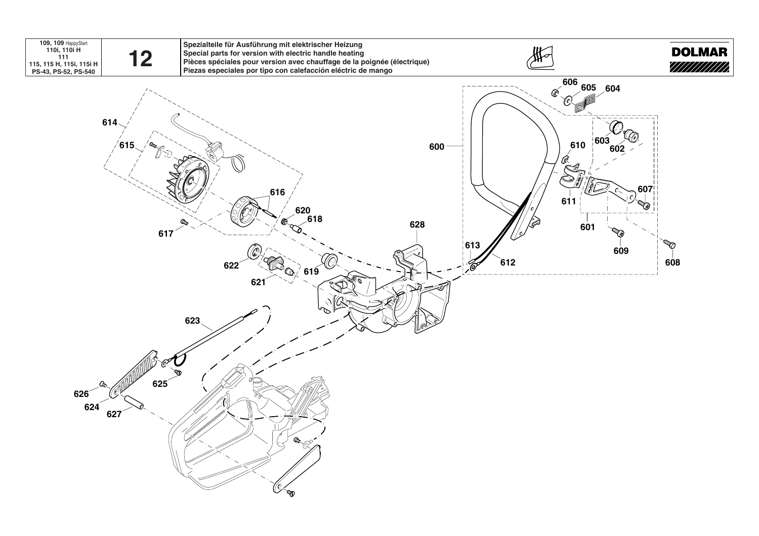| 109, 109 HappyStart<br>110i, 110i H<br>111<br>115, 115 H, 115i, 115i H<br>PS-43, PS-52, PS-540 | 12 | Spezialteile für Ausführung mit elektrischer Heizung<br>Special parts for version with electric handle heating<br>Pièces spéciales pour version avec chauffage de la poignée (électrique)<br>Piezas especiales por tipo con calefacción eléctric de mango | DOLMAR |
|---|---|---|---|

606 605 604

614 615 600 610 603 602

616 611 607

620 618 601

617 628 609 608

613 612

622 619

621

623

625

626 624 627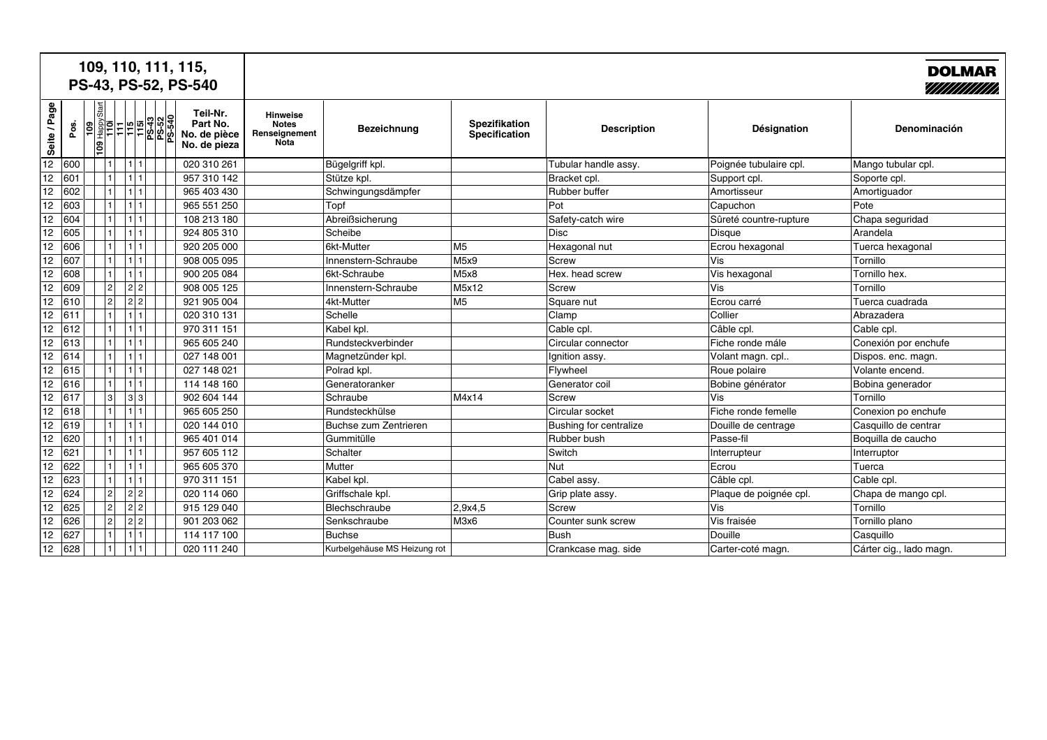# 109, 110, 111, 115, PS-43, PS-52, PS-540

**DOLMAR**

| Seite / Page | Pos. | 109 | 109 HappyStart | 110i | 111 | 115 | 115i | PS-43 | PS-52 | PS-540 | Teil-Nr. Part No. No. de pièce No. de pieza | Hinweise Notes Renseignement Nota | Bezeichnung | Spezifikation Specification | Description | Désignation | Denominación |
|---|---|---|---|---|---|---|---|---|---|---|---|---|---|---|---|---|---|
| 12 | 600 | | | 1 | | 1 | 1 | | | | 020 310 261 | | Bügelgriff kpl. | | Tubular handle assy. | Poignée tubulaire cpl. | Mango tubular cpl. |
| 12 | 601 | | | 1 | | 1 | 1 | | | | 957 310 142 | | Stütze kpl. | | Bracket cpl. | Support cpl. | Soporte cpl. |
| 12 | 602 | | | 1 | | 1 | 1 | | | | 965 403 430 | | Schwingungsdämpfer | | Rubber buffer | Amortisseur | Amortiguador |
| 12 | 603 | | | 1 | | 1 | 1 | | | | 965 551 250 | | Topf | | Pot | Capuchon | Pote |
| 12 | 604 | | | 1 | | 1 | 1 | | | | 108 213 180 | | Abreißsicherung | | Safety-catch wire | Sûreté countre-rupture | Chapa seguridad |
| 12 | 605 | | | 1 | | 1 | 1 | | | | 924 805 310 | | Scheibe | | Disc | Disque | Arandela |
| 12 | 606 | | | 1 | | 1 | 1 | | | | 920 205 000 | | 6kt-Mutter | M5 | Hexagonal nut | Ecrou hexagonal | Tuerca hexagonal |
| 12 | 607 | | | 1 | | 1 | 1 | | | | 908 005 095 | | Innenstern-Schraube | M5x9 | Screw | Vis | Tornillo |
| 12 | 608 | | | 1 | | 1 | 1 | | | | 900 205 084 | | 6kt-Schraube | M5x8 | Hex. head screw | Vis hexagonal | Tornillo hex. |
| 12 | 609 | | | 2 | | 2 | 2 | | | | 908 005 125 | | Innenstern-Schraube | M5x12 | Screw | Vis | Tornillo |
| 12 | 610 | | | 2 | | 2 | 2 | | | | 921 905 004 | | 4kt-Mutter | M5 | Square nut | Ecrou carré | Tuerca cuadrada |
| 12 | 611 | | | 1 | | 1 | 1 | | | | 020 310 131 | | Schelle | | Clamp | Collier | Abrazadera |
| 12 | 612 | | | 1 | | 1 | 1 | | | | 970 311 151 | | Kabel kpl. | | Cable cpl. | Câble cpl. | Cable cpl. |
| 12 | 613 | | | 1 | | 1 | 1 | | | | 965 605 240 | | Rundsteckverbinder | | Circular connector | Fiche ronde mâle | Conexión por enchufe |
| 12 | 614 | | | 1 | | 1 | 1 | | | | 027 148 001 | | Magnetzünder kpl. | | Ignition assy. | Volant magn. cpl.. | Dispos. enc. magn. |
| 12 | 615 | | | 1 | | 1 | 1 | | | | 027 148 021 | | Polrad kpl. | | Flywheel | Roue polaire | Volante encend. |
| 12 | 616 | | | 1 | | 1 | 1 | | | | 114 148 160 | | Generatoranker | | Generator coil | Bobine générator | Bobina generador |
| 12 | 617 | | | 3 | | 3 | 3 | | | | 902 604 144 | | Schraube | M4x14 | Screw | Vis | Tornillo |
| 12 | 618 | | | 1 | | 1 | 1 | | | | 965 605 250 | | Rundsteckhülse | | Circular socket | Fiche ronde femelle | Conexion po enchufe |
| 12 | 619 | | | 1 | | 1 | 1 | | | | 020 144 010 | | Buchse zum Zentrieren | | Bushing for centralize | Douille de centrage | Casquillo de centrar |
| 12 | 620 | | | 1 | | 1 | 1 | | | | 965 401 014 | | Gummitülle | | Rubber bush | Passe-fil | Boquilla de caucho |
| 12 | 621 | | | 1 | | 1 | 1 | | | | 957 605 112 | | Schalter | | Switch | Interrupteur | Interruptor |
| 12 | 622 | | | 1 | | 1 | 1 | | | | 965 605 370 | | Mutter | | Nut | Ecrou | Tuerca |
| 12 | 623 | | | 1 | | 1 | 1 | | | | 970 311 151 | | Kabel kpl. | | Cabel assy. | Câble cpl. | Cable cpl. |
| 12 | 624 | | | 2 | | 2 | 2 | | | | 020 114 060 | | Griffschale kpl. | | Grip plate assy. | Plaque de poignée cpl. | Chapa de mango cpl. |
| 12 | 625 | | | 2 | | 2 | 2 | | | | 915 129 040 | | Blechschraube | 2,9x4,5 | Screw | Vis | Tornillo |
| 12 | 626 | | | 2 | | 2 | 2 | | | | 901 203 062 | | Senkschraube | M3x6 | Counter sunk screw | Vis fraisée | Tornillo plano |
| 12 | 627 | | | 1 | | 1 | 1 | | | | 114 117 100 | | Buchse | | Bush | Douille | Casquillo |
| 12 | 628 | | | 1 | | 1 | 1 | | | | 020 111 240 | | Kurbelgehäuse MS Heizung rot | | Crankcase mag. side | Carter-coté magn. | Cárter cig., lado magn. |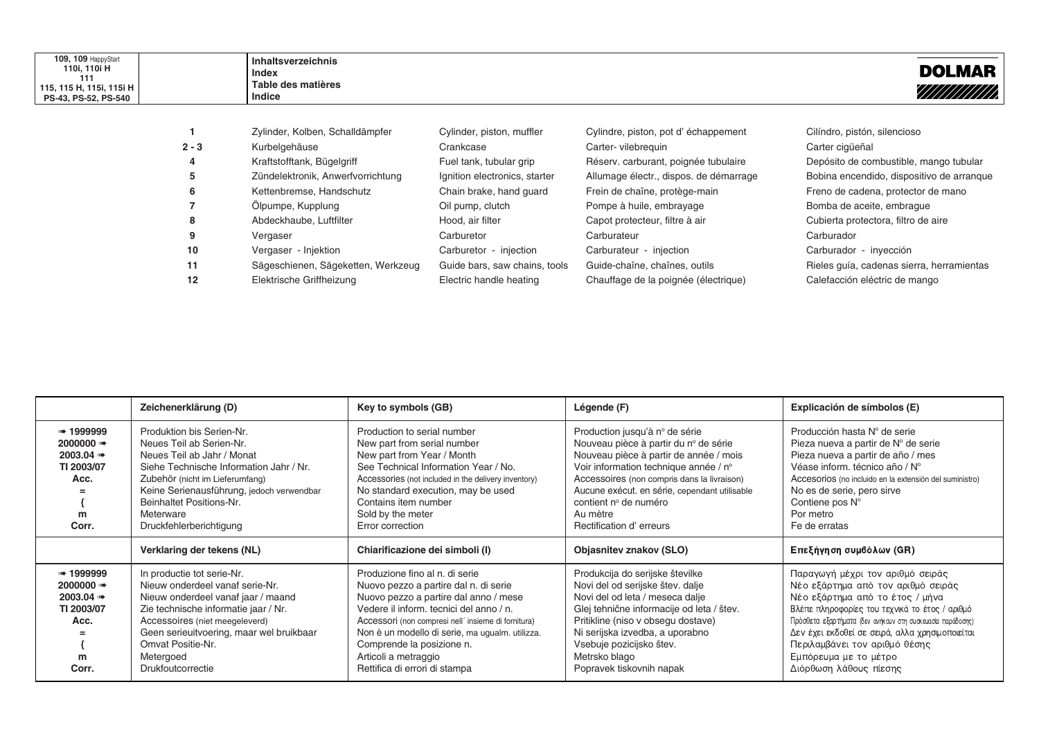| 109, 109 HappyStart<br>110i, 110i H<br>111<br>115, 115 H, 115i, 115i H<br>PS-43, PS-52, PS-540 | Inhaltsverzeichnis<br>Index<br>Table des matières<br>Indice | DOLMAR |
|---|---|---|

| | | | | |
|---|---|---|---|---|
| 1 | Zylinder, Kolben, Schalldämpfer | Cylinder, piston, muffler | Cylindre, piston, pot d' échappement | Cilíndro, pistón, silencioso |
| 2 - 3 | Kurbelgehäuse | Crankcase | Carter- vilebrequin | Carter cigüeñal |
| 4 | Kraftstofftank, Bügelgriff | Fuel tank, tubular grip | Réserv. carburant, poignée tubulaire | Depósito de combustible, mango tubular |
| 5 | Zündelektronik, Anwerfvorrichtung | Ignition electronics, starter | Allumage électr., dispos. de démarrage | Bobina encendido, dispositivo de arranque |
| 6 | Kettenbremse, Handschutz | Chain brake, hand guard | Frein de chaîne, protège-main | Freno de cadena, protector de mano |
| 7 | Ölpumpe, Kupplung | Oil pump, clutch | Pompe à huile, embrayage | Bomba de aceite, embrague |
| 8 | Abdeckhaube, Luftfilter | Hood, air filter | Capot protecteur, filtre à air | Cubierta protectora, filtro de aire |
| 9 | Vergaser | Carburetor | Carburateur | Carburador |
| 10 | Vergaser - Injektion | Carburetor - injection | Carburateur - injection | Carburador - inyección |
| 11 | Sägeschienen, Sägeketten, Werkzeug | Guide bars, saw chains, tools | Guide-chaîne, chaînes, outils | Rieles guía, cadenas sierra, herramientas |
| 12 | Elektrische Griffheizung | Electric handle heating | Chauffage de la poignée (électrique) | Calefacción eléctric de mango |

| | Zeichenerklärung (D) | Key to symbols (GB) | Légende (F) | Explicación de símbolos (E) |
|---|---|---|---|---|
| ➠ 1999999 | Produktion bis Serien-Nr. | Production to serial number | Production jusqu'à n° de série | Producción hasta N° de serie |
| 2000000 ➠ | Neues Teil ab Serien-Nr. | New part from serial number | Nouveau pièce à partir du n° de série | Pieza nueva a partir de N° de serie |
| 2003.04 ➠ | Neues Teil ab Jahr / Monat | New part from Year / Month | Nouveau pièce à partir de année / mois | Pieza nueva a partir de año / mes |
| TI 2003/07 | Siehe Technische Information Jahr / Nr. | See Technical Information Year / No. | Voir information technique année / n° | Véase inform. técnico año / N° |
| Acc. | Zubehör (nicht im Lieferumfang) | Accessories (not included in the delivery inventory) | Accessoires (non compris dans la livraison) | Accesorios (no incluido en la extensión del suministro) |
| = | Keine Serienausführung, jedoch verwendbar | No standard execution, may be used | Aucune exécut. en série, cependant utilisable | No es de serie, pero sirve |
| { | Beinhaltet Positions-Nr. | Contains item number | contient n° de numéro | Contiene pos N° |
| m | Meterware | Sold by the meter | Au mètre | Por metro |
| Corr. | Druckfehlerberichtigung | Error correction | Rectification d' erreurs | Fe de erratas |
| | **Verklaring der tekens (NL)** | **Chiarificazione dei simboli (I)** | **Objasnitev znakov (SLO)** | **Επεξήγηση συμβόλων (GR)** |
| ➠ 1999999 | In productie tot serie-Nr. | Produzione fino al n. di serie | Produkcija do serijske številke | Παραγωγή μέχρι τον αριθμό σειράς |
| 2000000 ➠ | Nieuw onderdeel vanaf serie-Nr. | Nuovo pezzo a partire dal n. di serie | Novi del od serijske štev. dalje | Νέο εξάρτημα από τον αριθμό σειράς |
| 2003.04 ➠ | Nieuw onderdeel vanaf jaar / maand | Nuovo pezzo a partire dal anno / mese | Novi del od leta / meseca dalje | Νέο εξάρτημα από το έτος / μήνα |
| TI 2003/07 | Zie technische informatie jaar / Nr. | Vedere il inform. tecnici del anno / n. | Glej tehnične informacije od leta / štev. | Βλέπε πληροφορίες του τεχνικά το έτος / αριθμό |
| Acc. | Accessoires (niet meegeleverd) | Accessori (non compresi nell´ insieme di fornitura) | Pritikline (niso v obsegu dostave) | Πρόσθετα εξαρτήματα (δεν ανήκουν στη συσκευασία παράδοσης) |
| = | Geen serieuitvoering, maar wel bruikbaar | Non è un modello di serie, ma ugualm. utilizza. | Ni serijska izvedba, a uporabno | Δεν έχει εκδοθεί σε σειρά, αλλά χρησιμοποιείται |
| { | Omvat Positie-Nr. | Comprende la posizione n. | Vsebuje pozicijsko štev. | Περιλαμβάνει τον αριθμό θέσης |
| m | Metergoed | Articoli a metraggio | Metrsko blago | Εμπόρευμα με το μέτρο |
| Corr. | Drukfoutcorrectie | Rettifica di errori di stampa | Popravek tiskovnih napak | Διόρθωση λάθους πίεσης |